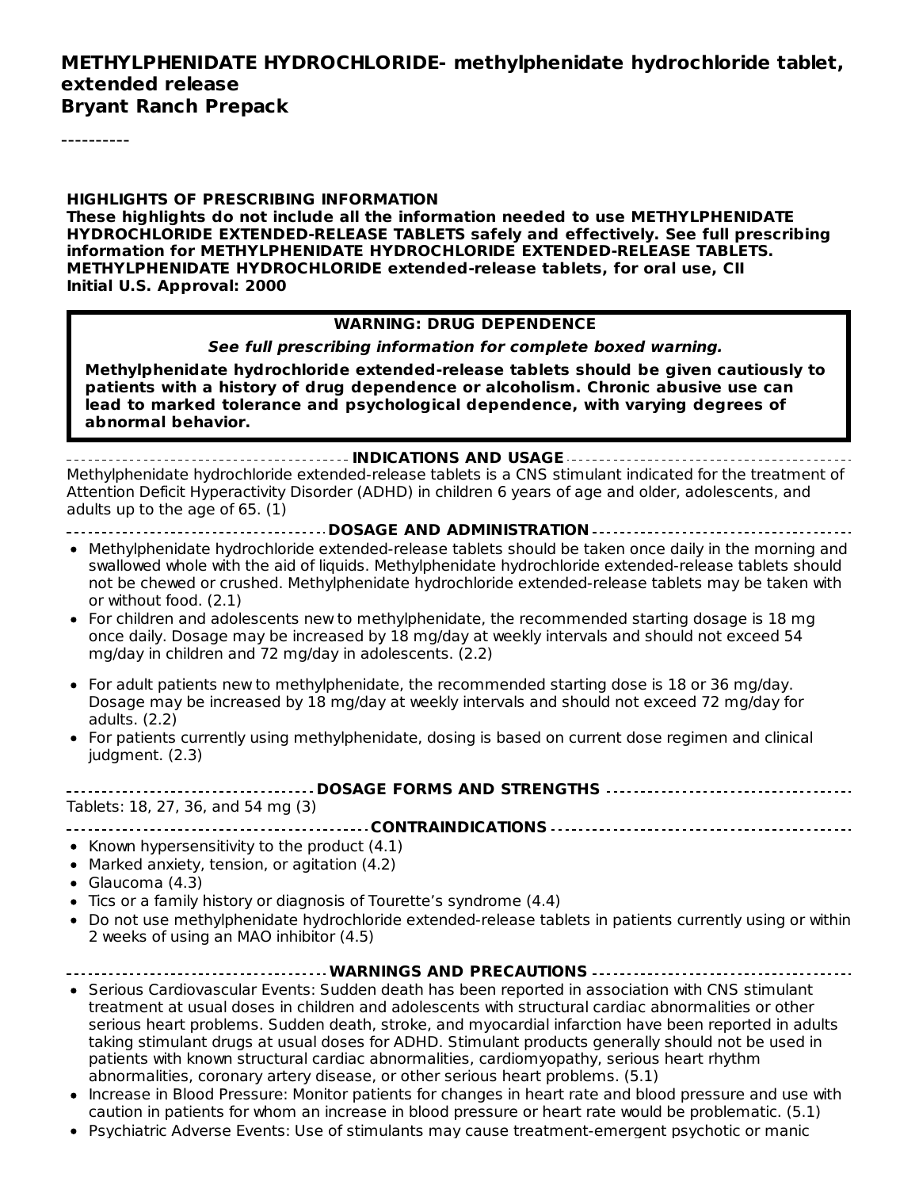**METHYLPHENIDATE HYDROCHLORIDE- methylphenidate hydrochloride tablet, extended release**
**Bryant Ranch Prepack**

----------

**HIGHLIGHTS OF PRESCRIBING INFORMATION**
**These highlights do not include all the information needed to use METHYLPHENIDATE HYDROCHLORIDE EXTENDED-RELEASE TABLETS safely and effectively. See full prescribing information for METHYLPHENIDATE HYDROCHLORIDE EXTENDED-RELEASE TABLETS.**
**METHYLPHENIDATE HYDROCHLORIDE extended-release tablets, for oral use, CII**
**Initial U.S. Approval: 2000**

> **WARNING: DRUG DEPENDENCE**
>
> ***See full prescribing information for complete boxed warning.***
>
> **Methylphenidate hydrochloride extended-release tablets should be given cautiously to patients with a history of drug dependence or alcoholism. Chronic abusive use can lead to marked tolerance and psychological dependence, with varying degrees of abnormal behavior.**

**INDICATIONS AND USAGE**

Methylphenidate hydrochloride extended-release tablets is a CNS stimulant indicated for the treatment of Attention Deficit Hyperactivity Disorder (ADHD) in children 6 years of age and older, adolescents, and adults up to the age of 65. (1)

**DOSAGE AND ADMINISTRATION**

- Methylphenidate hydrochloride extended-release tablets should be taken once daily in the morning and swallowed whole with the aid of liquids. Methylphenidate hydrochloride extended-release tablets should not be chewed or crushed. Methylphenidate hydrochloride extended-release tablets may be taken with or without food. (2.1)
- For children and adolescents new to methylphenidate, the recommended starting dosage is 18 mg once daily. Dosage may be increased by 18 mg/day at weekly intervals and should not exceed 54 mg/day in children and 72 mg/day in adolescents. (2.2)
- For adult patients new to methylphenidate, the recommended starting dose is 18 or 36 mg/day. Dosage may be increased by 18 mg/day at weekly intervals and should not exceed 72 mg/day for adults. (2.2)
- For patients currently using methylphenidate, dosing is based on current dose regimen and clinical judgment. (2.3)

**DOSAGE FORMS AND STRENGTHS**

Tablets: 18, 27, 36, and 54 mg (3)

**CONTRAINDICATIONS**

- Known hypersensitivity to the product (4.1)
- Marked anxiety, tension, or agitation (4.2)
- Glaucoma (4.3)
- Tics or a family history or diagnosis of Tourette's syndrome (4.4)
- Do not use methylphenidate hydrochloride extended-release tablets in patients currently using or within 2 weeks of using an MAO inhibitor (4.5)

**WARNINGS AND PRECAUTIONS**

- Serious Cardiovascular Events: Sudden death has been reported in association with CNS stimulant treatment at usual doses in children and adolescents with structural cardiac abnormalities or other serious heart problems. Sudden death, stroke, and myocardial infarction have been reported in adults taking stimulant drugs at usual doses for ADHD. Stimulant products generally should not be used in patients with known structural cardiac abnormalities, cardiomyopathy, serious heart rhythm abnormalities, coronary artery disease, or other serious heart problems. (5.1)
- Increase in Blood Pressure: Monitor patients for changes in heart rate and blood pressure and use with caution in patients for whom an increase in blood pressure or heart rate would be problematic. (5.1)
- Psychiatric Adverse Events: Use of stimulants may cause treatment-emergent psychotic or manic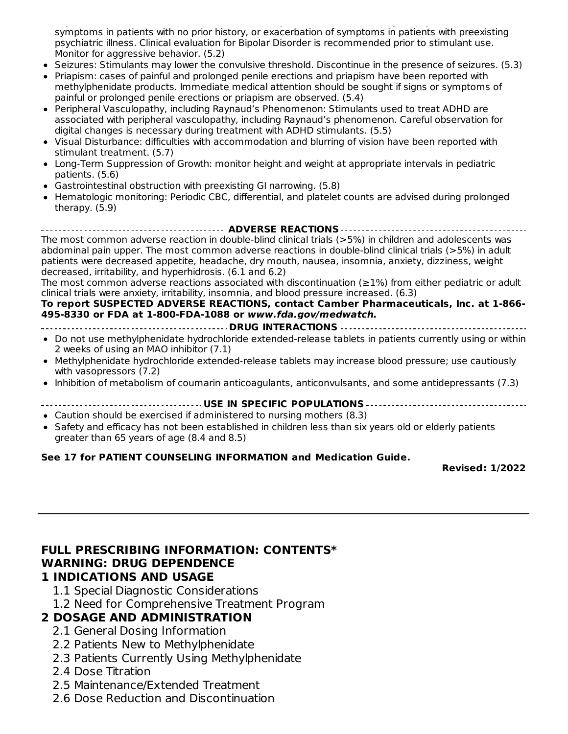symptoms in patients with no prior history, or exacerbation of symptoms in patients with preexisting psychiatric illness. Clinical evaluation for Bipolar Disorder is recommended prior to stimulant use. Monitor for aggressive behavior. (5.2)

- Seizures: Stimulants may lower the convulsive threshold. Discontinue in the presence of seizures. (5.3)
- Priapism: cases of painful and prolonged penile erections and priapism have been reported with methylphenidate products. Immediate medical attention should be sought if signs or symptoms of painful or prolonged penile erections or priapism are observed. (5.4)
- Peripheral Vasculopathy, including Raynaud's Phenomenon: Stimulants used to treat ADHD are associated with peripheral vasculopathy, including Raynaud's phenomenon. Careful observation for digital changes is necessary during treatment with ADHD stimulants. (5.5)
- Visual Disturbance: difficulties with accommodation and blurring of vision have been reported with stimulant treatment. (5.7)
- Long-Term Suppression of Growth: monitor height and weight at appropriate intervals in pediatric patients. (5.6)
- Gastrointestinal obstruction with preexisting GI narrowing. (5.8)
- Hematologic monitoring: Periodic CBC, differential, and platelet counts are advised during prolonged therapy. (5.9)

**ADVERSE REACTIONS**

The most common adverse reaction in double-blind clinical trials (>5%) in children and adolescents was abdominal pain upper. The most common adverse reactions in double-blind clinical trials (>5%) in adult patients were decreased appetite, headache, dry mouth, nausea, insomnia, anxiety, dizziness, weight decreased, irritability, and hyperhidrosis. (6.1 and 6.2)

The most common adverse reactions associated with discontinuation (≥1%) from either pediatric or adult clinical trials were anxiety, irritability, insomnia, and blood pressure increased. (6.3)

**To report SUSPECTED ADVERSE REACTIONS, contact Camber Pharmaceuticals, Inc. at 1-866-495-8330 or FDA at 1-800-FDA-1088 or *www.fda.gov/medwatch.***

**DRUG INTERACTIONS**

- Do not use methylphenidate hydrochloride extended-release tablets in patients currently using or within 2 weeks of using an MAO inhibitor (7.1)
- Methylphenidate hydrochloride extended-release tablets may increase blood pressure; use cautiously with vasopressors (7.2)
- Inhibition of metabolism of coumarin anticoagulants, anticonvulsants, and some antidepressants (7.3)

**USE IN SPECIFIC POPULATIONS**

- Caution should be exercised if administered to nursing mothers (8.3)
- Safety and efficacy has not been established in children less than six years old or elderly patients greater than 65 years of age (8.4 and 8.5)

**See 17 for PATIENT COUNSELING INFORMATION and Medication Guide.**

**Revised: 1/2022**

---

## FULL PRESCRIBING INFORMATION: CONTENTS*

## WARNING: DRUG DEPENDENCE

## 1 INDICATIONS AND USAGE

1.1 Special Diagnostic Considerations

1.2 Need for Comprehensive Treatment Program

## 2 DOSAGE AND ADMINISTRATION

2.1 General Dosing Information

2.2 Patients New to Methylphenidate

2.3 Patients Currently Using Methylphenidate

2.4 Dose Titration

2.5 Maintenance/Extended Treatment

2.6 Dose Reduction and Discontinuation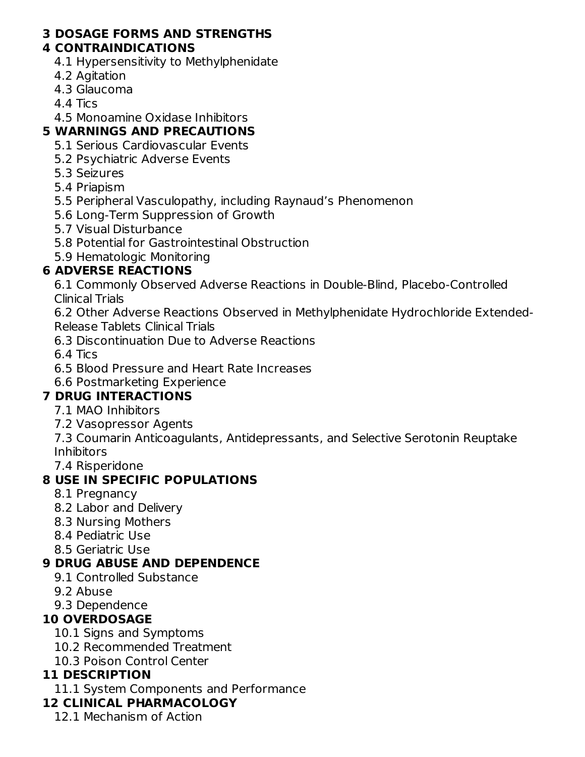**3 DOSAGE FORMS AND STRENGTHS**

**4 CONTRAINDICATIONS**

- 4.1 Hypersensitivity to Methylphenidate
- 4.2 Agitation
- 4.3 Glaucoma
- 4.4 Tics
- 4.5 Monoamine Oxidase Inhibitors

**5 WARNINGS AND PRECAUTIONS**

- 5.1 Serious Cardiovascular Events
- 5.2 Psychiatric Adverse Events
- 5.3 Seizures
- 5.4 Priapism
- 5.5 Peripheral Vasculopathy, including Raynaud's Phenomenon
- 5.6 Long-Term Suppression of Growth
- 5.7 Visual Disturbance
- 5.8 Potential for Gastrointestinal Obstruction
- 5.9 Hematologic Monitoring

**6 ADVERSE REACTIONS**

- 6.1 Commonly Observed Adverse Reactions in Double-Blind, Placebo-Controlled Clinical Trials
- 6.2 Other Adverse Reactions Observed in Methylphenidate Hydrochloride Extended-Release Tablets Clinical Trials
- 6.3 Discontinuation Due to Adverse Reactions
- 6.4 Tics
- 6.5 Blood Pressure and Heart Rate Increases
- 6.6 Postmarketing Experience

**7 DRUG INTERACTIONS**

- 7.1 MAO Inhibitors
- 7.2 Vasopressor Agents
- 7.3 Coumarin Anticoagulants, Antidepressants, and Selective Serotonin Reuptake Inhibitors
- 7.4 Risperidone

**8 USE IN SPECIFIC POPULATIONS**

- 8.1 Pregnancy
- 8.2 Labor and Delivery
- 8.3 Nursing Mothers
- 8.4 Pediatric Use
- 8.5 Geriatric Use

**9 DRUG ABUSE AND DEPENDENCE**

- 9.1 Controlled Substance
- 9.2 Abuse
- 9.3 Dependence

**10 OVERDOSAGE**

- 10.1 Signs and Symptoms
- 10.2 Recommended Treatment
- 10.3 Poison Control Center

**11 DESCRIPTION**

- 11.1 System Components and Performance

**12 CLINICAL PHARMACOLOGY**

- 12.1 Mechanism of Action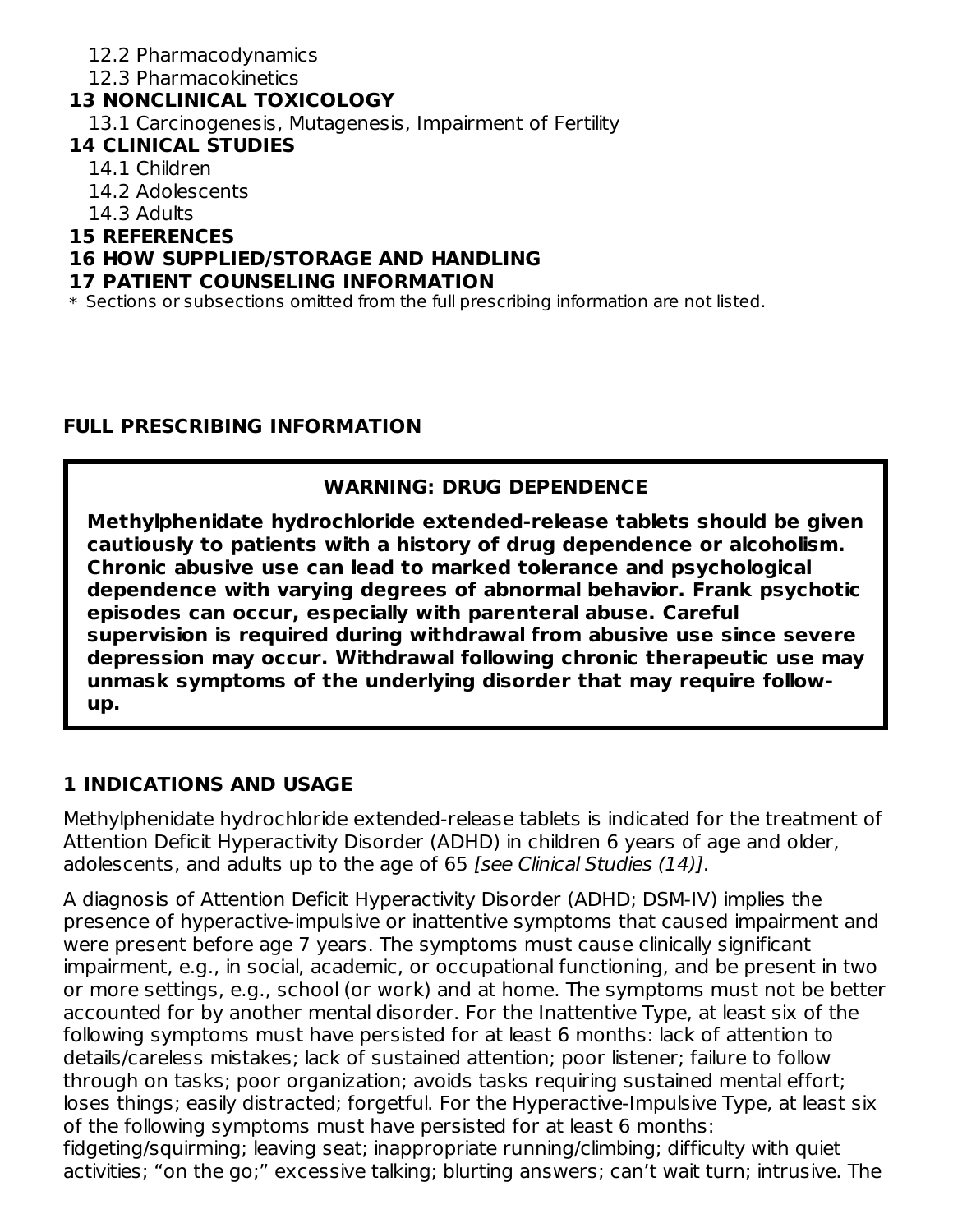12.2 Pharmacodynamics
12.3 Pharmacokinetics

**13 NONCLINICAL TOXICOLOGY**

13.1 Carcinogenesis, Mutagenesis, Impairment of Fertility

**14 CLINICAL STUDIES**

14.1 Children
14.2 Adolescents
14.3 Adults

**15 REFERENCES**

**16 HOW SUPPLIED/STORAGE AND HANDLING**

**17 PATIENT COUNSELING INFORMATION**

* Sections or subsections omitted from the full prescribing information are not listed.

---

## FULL PRESCRIBING INFORMATION

> **WARNING: DRUG DEPENDENCE**
>
> **Methylphenidate hydrochloride extended-release tablets should be given cautiously to patients with a history of drug dependence or alcoholism. Chronic abusive use can lead to marked tolerance and psychological dependence with varying degrees of abnormal behavior. Frank psychotic episodes can occur, especially with parenteral abuse. Careful supervision is required during withdrawal from abusive use since severe depression may occur. Withdrawal following chronic therapeutic use may unmask symptoms of the underlying disorder that may require follow-up.**

## 1 INDICATIONS AND USAGE

Methylphenidate hydrochloride extended-release tablets is indicated for the treatment of Attention Deficit Hyperactivity Disorder (ADHD) in children 6 years of age and older, adolescents, and adults up to the age of 65 *[see Clinical Studies (14)]*.

A diagnosis of Attention Deficit Hyperactivity Disorder (ADHD; DSM-IV) implies the presence of hyperactive-impulsive or inattentive symptoms that caused impairment and were present before age 7 years. The symptoms must cause clinically significant impairment, e.g., in social, academic, or occupational functioning, and be present in two or more settings, e.g., school (or work) and at home. The symptoms must not be better accounted for by another mental disorder. For the Inattentive Type, at least six of the following symptoms must have persisted for at least 6 months: lack of attention to details/careless mistakes; lack of sustained attention; poor listener; failure to follow through on tasks; poor organization; avoids tasks requiring sustained mental effort; loses things; easily distracted; forgetful. For the Hyperactive-Impulsive Type, at least six of the following symptoms must have persisted for at least 6 months: fidgeting/squirming; leaving seat; inappropriate running/climbing; difficulty with quiet activities; "on the go;" excessive talking; blurting answers; can't wait turn; intrusive. The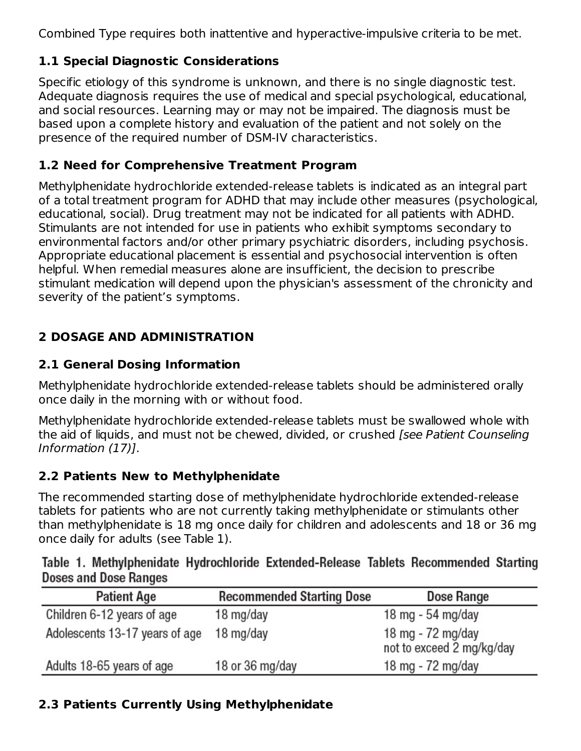Combined Type requires both inattentive and hyperactive-impulsive criteria to be met.

### 1.1 Special Diagnostic Considerations

Specific etiology of this syndrome is unknown, and there is no single diagnostic test. Adequate diagnosis requires the use of medical and special psychological, educational, and social resources. Learning may or may not be impaired. The diagnosis must be based upon a complete history and evaluation of the patient and not solely on the presence of the required number of DSM-IV characteristics.

### 1.2 Need for Comprehensive Treatment Program

Methylphenidate hydrochloride extended-release tablets is indicated as an integral part of a total treatment program for ADHD that may include other measures (psychological, educational, social). Drug treatment may not be indicated for all patients with ADHD. Stimulants are not intended for use in patients who exhibit symptoms secondary to environmental factors and/or other primary psychiatric disorders, including psychosis. Appropriate educational placement is essential and psychosocial intervention is often helpful. When remedial measures alone are insufficient, the decision to prescribe stimulant medication will depend upon the physician's assessment of the chronicity and severity of the patient’s symptoms.

## 2 DOSAGE AND ADMINISTRATION

### 2.1 General Dosing Information

Methylphenidate hydrochloride extended-release tablets should be administered orally once daily in the morning with or without food.

Methylphenidate hydrochloride extended-release tablets must be swallowed whole with the aid of liquids, and must not be chewed, divided, or crushed *[see Patient Counseling Information (17)]*.

### 2.2 Patients New to Methylphenidate

The recommended starting dose of methylphenidate hydrochloride extended-release tablets for patients who are not currently taking methylphenidate or stimulants other than methylphenidate is 18 mg once daily for children and adolescents and 18 or 36 mg once daily for adults (see Table 1).

**Table 1. Methylphenidate Hydrochloride Extended-Release Tablets Recommended Starting Doses and Dose Ranges**

| Patient Age | Recommended Starting Dose | Dose Range |
|---|---|---|
| Children 6-12 years of age | 18 mg/day | 18 mg - 54 mg/day |
| Adolescents 13-17 years of age | 18 mg/day | 18 mg - 72 mg/day not to exceed 2 mg/kg/day |
| Adults 18-65 years of age | 18 or 36 mg/day | 18 mg - 72 mg/day |

### 2.3 Patients Currently Using Methylphenidate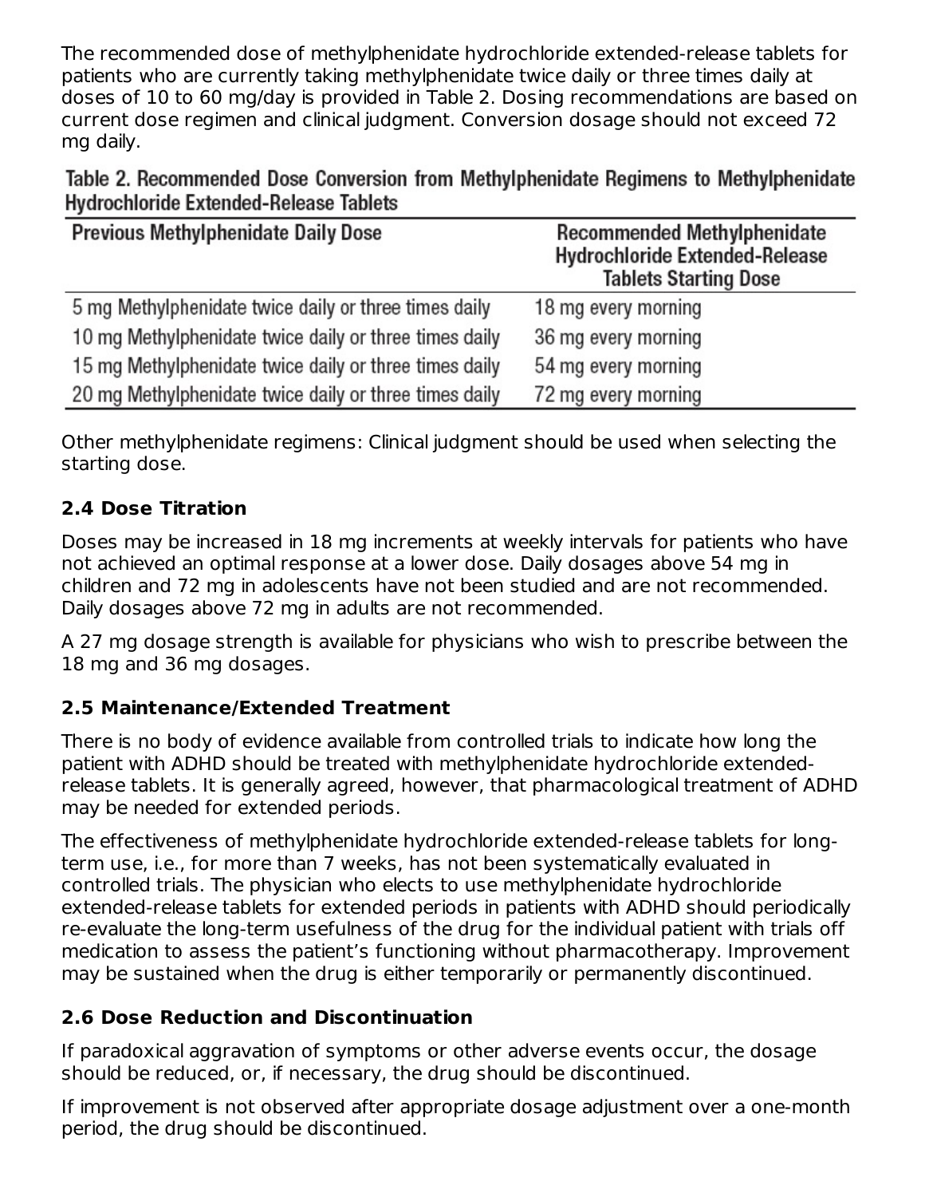The recommended dose of methylphenidate hydrochloride extended-release tablets for patients who are currently taking methylphenidate twice daily or three times daily at doses of 10 to 60 mg/day is provided in Table 2. Dosing recommendations are based on current dose regimen and clinical judgment. Conversion dosage should not exceed 72 mg daily.

**Table 2. Recommended Dose Conversion from Methylphenidate Regimens to Methylphenidate Hydrochloride Extended-Release Tablets**

| Previous Methylphenidate Daily Dose | Recommended Methylphenidate Hydrochloride Extended-Release Tablets Starting Dose |
|---|---|
| 5 mg Methylphenidate twice daily or three times daily | 18 mg every morning |
| 10 mg Methylphenidate twice daily or three times daily | 36 mg every morning |
| 15 mg Methylphenidate twice daily or three times daily | 54 mg every morning |
| 20 mg Methylphenidate twice daily or three times daily | 72 mg every morning |

Other methylphenidate regimens: Clinical judgment should be used when selecting the starting dose.

### 2.4 Dose Titration

Doses may be increased in 18 mg increments at weekly intervals for patients who have not achieved an optimal response at a lower dose. Daily dosages above 54 mg in children and 72 mg in adolescents have not been studied and are not recommended. Daily dosages above 72 mg in adults are not recommended.

A 27 mg dosage strength is available for physicians who wish to prescribe between the 18 mg and 36 mg dosages.

### 2.5 Maintenance/Extended Treatment

There is no body of evidence available from controlled trials to indicate how long the patient with ADHD should be treated with methylphenidate hydrochloride extended-release tablets. It is generally agreed, however, that pharmacological treatment of ADHD may be needed for extended periods.

The effectiveness of methylphenidate hydrochloride extended-release tablets for long-term use, i.e., for more than 7 weeks, has not been systematically evaluated in controlled trials. The physician who elects to use methylphenidate hydrochloride extended-release tablets for extended periods in patients with ADHD should periodically re-evaluate the long-term usefulness of the drug for the individual patient with trials off medication to assess the patient's functioning without pharmacotherapy. Improvement may be sustained when the drug is either temporarily or permanently discontinued.

### 2.6 Dose Reduction and Discontinuation

If paradoxical aggravation of symptoms or other adverse events occur, the dosage should be reduced, or, if necessary, the drug should be discontinued.

If improvement is not observed after appropriate dosage adjustment over a one-month period, the drug should be discontinued.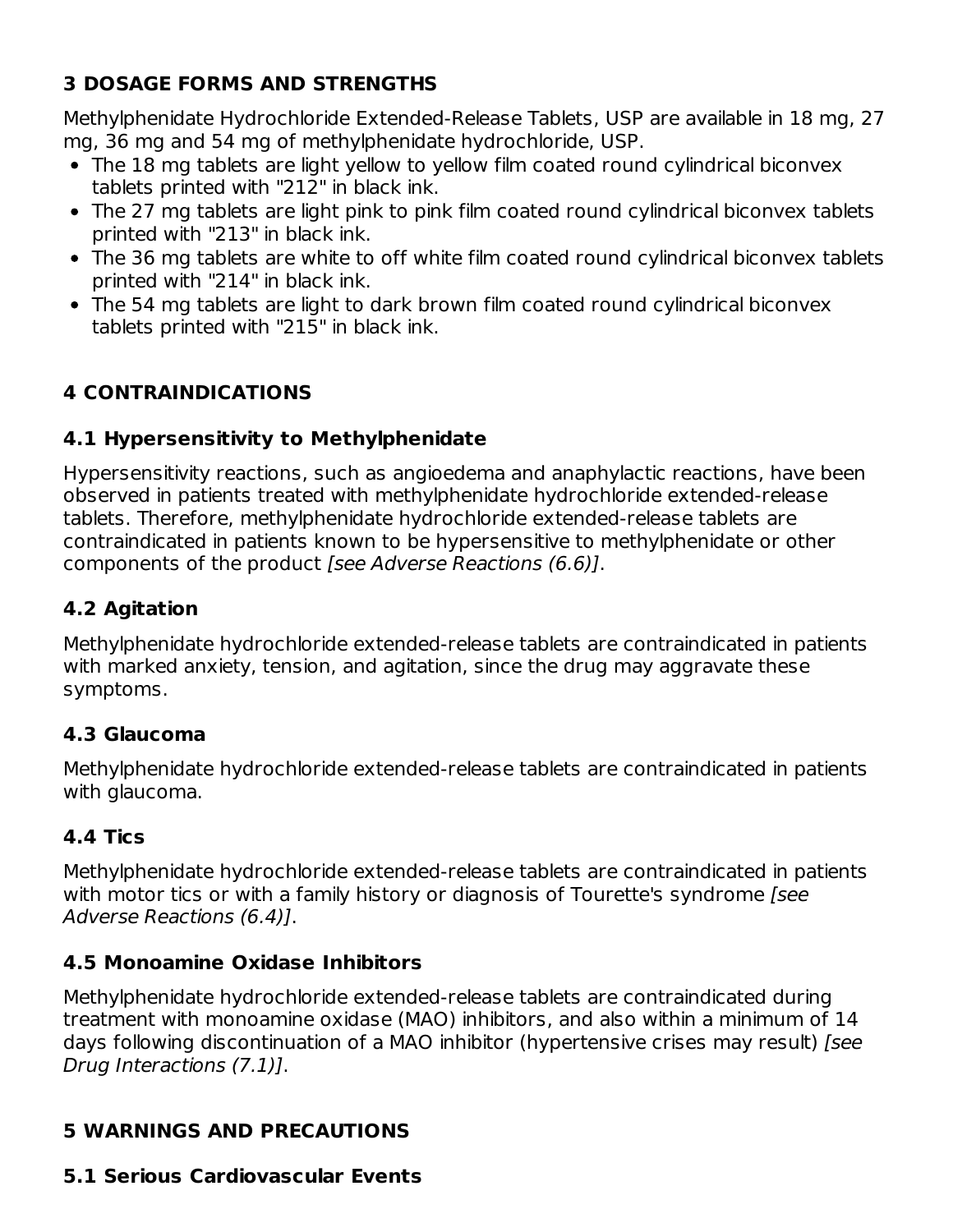## 3 DOSAGE FORMS AND STRENGTHS

Methylphenidate Hydrochloride Extended-Release Tablets, USP are available in 18 mg, 27 mg, 36 mg and 54 mg of methylphenidate hydrochloride, USP.

- The 18 mg tablets are light yellow to yellow film coated round cylindrical biconvex tablets printed with "212" in black ink.
- The 27 mg tablets are light pink to pink film coated round cylindrical biconvex tablets printed with "213" in black ink.
- The 36 mg tablets are white to off white film coated round cylindrical biconvex tablets printed with "214" in black ink.
- The 54 mg tablets are light to dark brown film coated round cylindrical biconvex tablets printed with "215" in black ink.

## 4 CONTRAINDICATIONS

### 4.1 Hypersensitivity to Methylphenidate

Hypersensitivity reactions, such as angioedema and anaphylactic reactions, have been observed in patients treated with methylphenidate hydrochloride extended-release tablets. Therefore, methylphenidate hydrochloride extended-release tablets are contraindicated in patients known to be hypersensitive to methylphenidate or other components of the product *[see Adverse Reactions (6.6)]*.

### 4.2 Agitation

Methylphenidate hydrochloride extended-release tablets are contraindicated in patients with marked anxiety, tension, and agitation, since the drug may aggravate these symptoms.

### 4.3 Glaucoma

Methylphenidate hydrochloride extended-release tablets are contraindicated in patients with glaucoma.

### 4.4 Tics

Methylphenidate hydrochloride extended-release tablets are contraindicated in patients with motor tics or with a family history or diagnosis of Tourette's syndrome *[see Adverse Reactions (6.4)]*.

### 4.5 Monoamine Oxidase Inhibitors

Methylphenidate hydrochloride extended-release tablets are contraindicated during treatment with monoamine oxidase (MAO) inhibitors, and also within a minimum of 14 days following discontinuation of a MAO inhibitor (hypertensive crises may result) *[see Drug Interactions (7.1)]*.

## 5 WARNINGS AND PRECAUTIONS

### 5.1 Serious Cardiovascular Events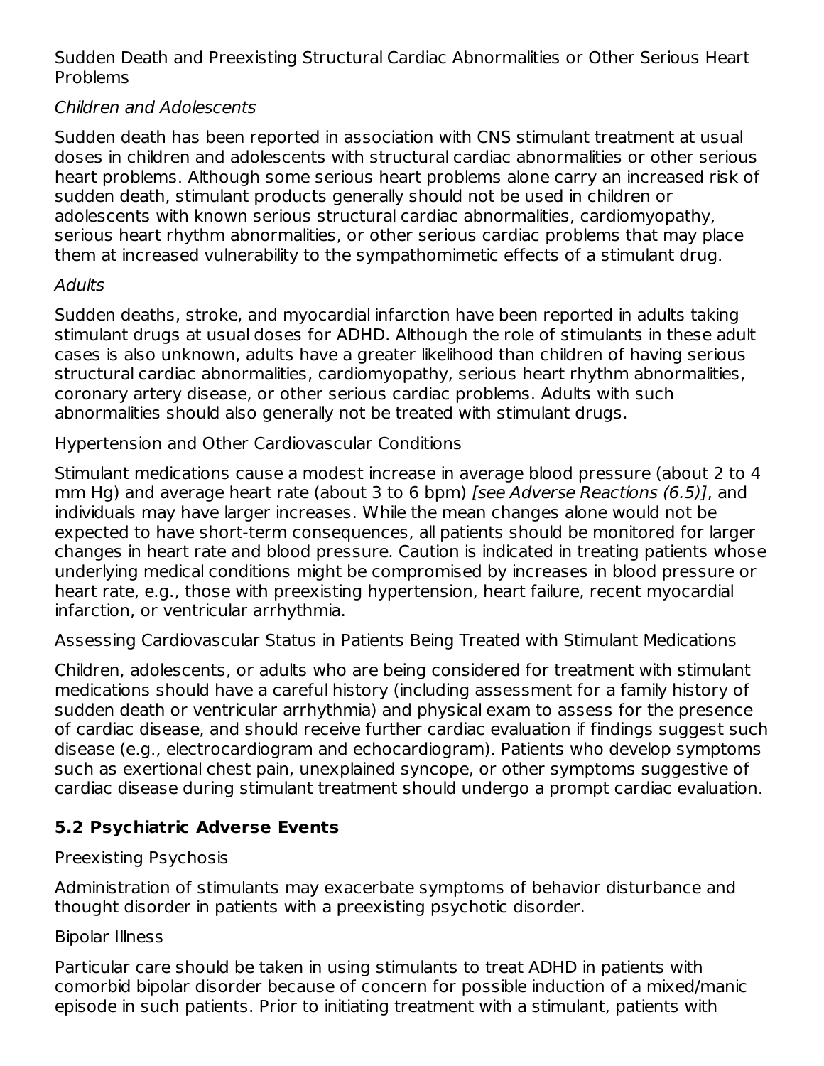Sudden Death and Preexisting Structural Cardiac Abnormalities or Other Serious Heart Problems

*Children and Adolescents*

Sudden death has been reported in association with CNS stimulant treatment at usual doses in children and adolescents with structural cardiac abnormalities or other serious heart problems. Although some serious heart problems alone carry an increased risk of sudden death, stimulant products generally should not be used in children or adolescents with known serious structural cardiac abnormalities, cardiomyopathy, serious heart rhythm abnormalities, or other serious cardiac problems that may place them at increased vulnerability to the sympathomimetic effects of a stimulant drug.

*Adults*

Sudden deaths, stroke, and myocardial infarction have been reported in adults taking stimulant drugs at usual doses for ADHD. Although the role of stimulants in these adult cases is also unknown, adults have a greater likelihood than children of having serious structural cardiac abnormalities, cardiomyopathy, serious heart rhythm abnormalities, coronary artery disease, or other serious cardiac problems. Adults with such abnormalities should also generally not be treated with stimulant drugs.

Hypertension and Other Cardiovascular Conditions

Stimulant medications cause a modest increase in average blood pressure (about 2 to 4 mm Hg) and average heart rate (about 3 to 6 bpm) *[see Adverse Reactions (6.5)]*, and individuals may have larger increases. While the mean changes alone would not be expected to have short-term consequences, all patients should be monitored for larger changes in heart rate and blood pressure. Caution is indicated in treating patients whose underlying medical conditions might be compromised by increases in blood pressure or heart rate, e.g., those with preexisting hypertension, heart failure, recent myocardial infarction, or ventricular arrhythmia.

Assessing Cardiovascular Status in Patients Being Treated with Stimulant Medications

Children, adolescents, or adults who are being considered for treatment with stimulant medications should have a careful history (including assessment for a family history of sudden death or ventricular arrhythmia) and physical exam to assess for the presence of cardiac disease, and should receive further cardiac evaluation if findings suggest such disease (e.g., electrocardiogram and echocardiogram). Patients who develop symptoms such as exertional chest pain, unexplained syncope, or other symptoms suggestive of cardiac disease during stimulant treatment should undergo a prompt cardiac evaluation.

### 5.2 Psychiatric Adverse Events

Preexisting Psychosis

Administration of stimulants may exacerbate symptoms of behavior disturbance and thought disorder in patients with a preexisting psychotic disorder.

Bipolar Illness

Particular care should be taken in using stimulants to treat ADHD in patients with comorbid bipolar disorder because of concern for possible induction of a mixed/manic episode in such patients. Prior to initiating treatment with a stimulant, patients with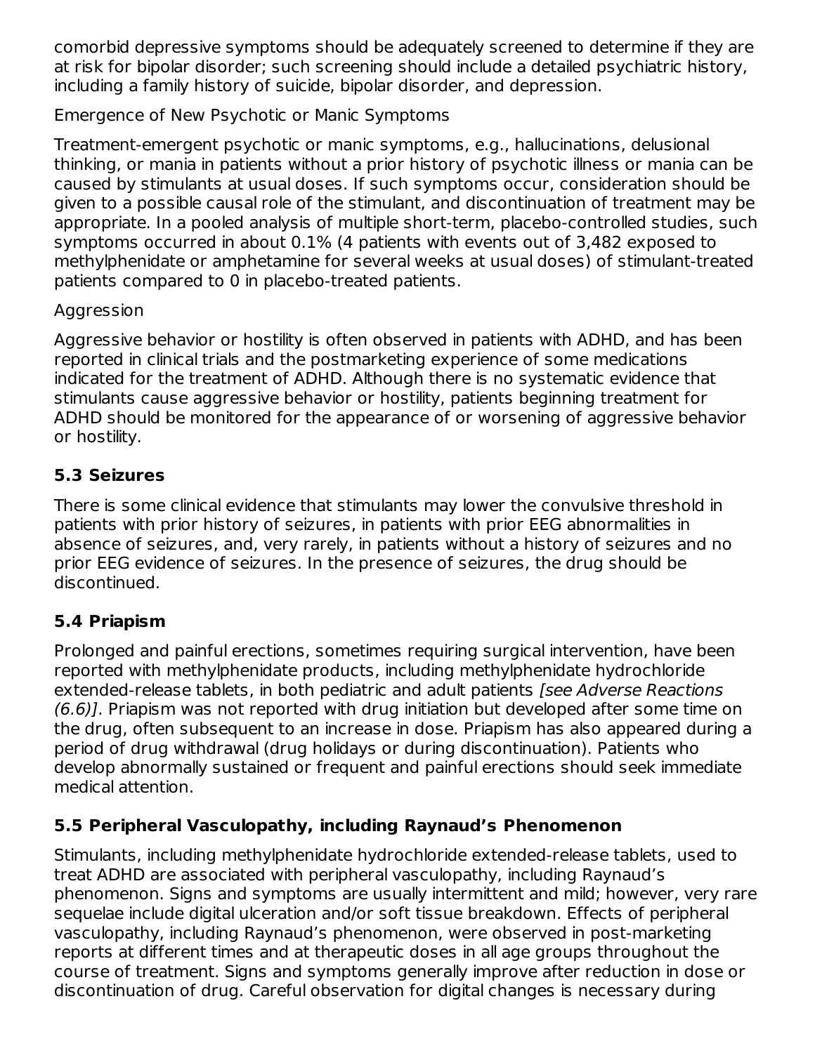comorbid depressive symptoms should be adequately screened to determine if they are at risk for bipolar disorder; such screening should include a detailed psychiatric history, including a family history of suicide, bipolar disorder, and depression.

Emergence of New Psychotic or Manic Symptoms

Treatment-emergent psychotic or manic symptoms, e.g., hallucinations, delusional thinking, or mania in patients without a prior history of psychotic illness or mania can be caused by stimulants at usual doses. If such symptoms occur, consideration should be given to a possible causal role of the stimulant, and discontinuation of treatment may be appropriate. In a pooled analysis of multiple short-term, placebo-controlled studies, such symptoms occurred in about 0.1% (4 patients with events out of 3,482 exposed to methylphenidate or amphetamine for several weeks at usual doses) of stimulant-treated patients compared to 0 in placebo-treated patients.

Aggression

Aggressive behavior or hostility is often observed in patients with ADHD, and has been reported in clinical trials and the postmarketing experience of some medications indicated for the treatment of ADHD. Although there is no systematic evidence that stimulants cause aggressive behavior or hostility, patients beginning treatment for ADHD should be monitored for the appearance of or worsening of aggressive behavior or hostility.

### 5.3 Seizures

There is some clinical evidence that stimulants may lower the convulsive threshold in patients with prior history of seizures, in patients with prior EEG abnormalities in absence of seizures, and, very rarely, in patients without a history of seizures and no prior EEG evidence of seizures. In the presence of seizures, the drug should be discontinued.

### 5.4 Priapism

Prolonged and painful erections, sometimes requiring surgical intervention, have been reported with methylphenidate products, including methylphenidate hydrochloride extended-release tablets, in both pediatric and adult patients *[see Adverse Reactions (6.6)]*. Priapism was not reported with drug initiation but developed after some time on the drug, often subsequent to an increase in dose. Priapism has also appeared during a period of drug withdrawal (drug holidays or during discontinuation). Patients who develop abnormally sustained or frequent and painful erections should seek immediate medical attention.

### 5.5 Peripheral Vasculopathy, including Raynaud's Phenomenon

Stimulants, including methylphenidate hydrochloride extended-release tablets, used to treat ADHD are associated with peripheral vasculopathy, including Raynaud's phenomenon. Signs and symptoms are usually intermittent and mild; however, very rare sequelae include digital ulceration and/or soft tissue breakdown. Effects of peripheral vasculopathy, including Raynaud's phenomenon, were observed in post-marketing reports at different times and at therapeutic doses in all age groups throughout the course of treatment. Signs and symptoms generally improve after reduction in dose or discontinuation of drug. Careful observation for digital changes is necessary during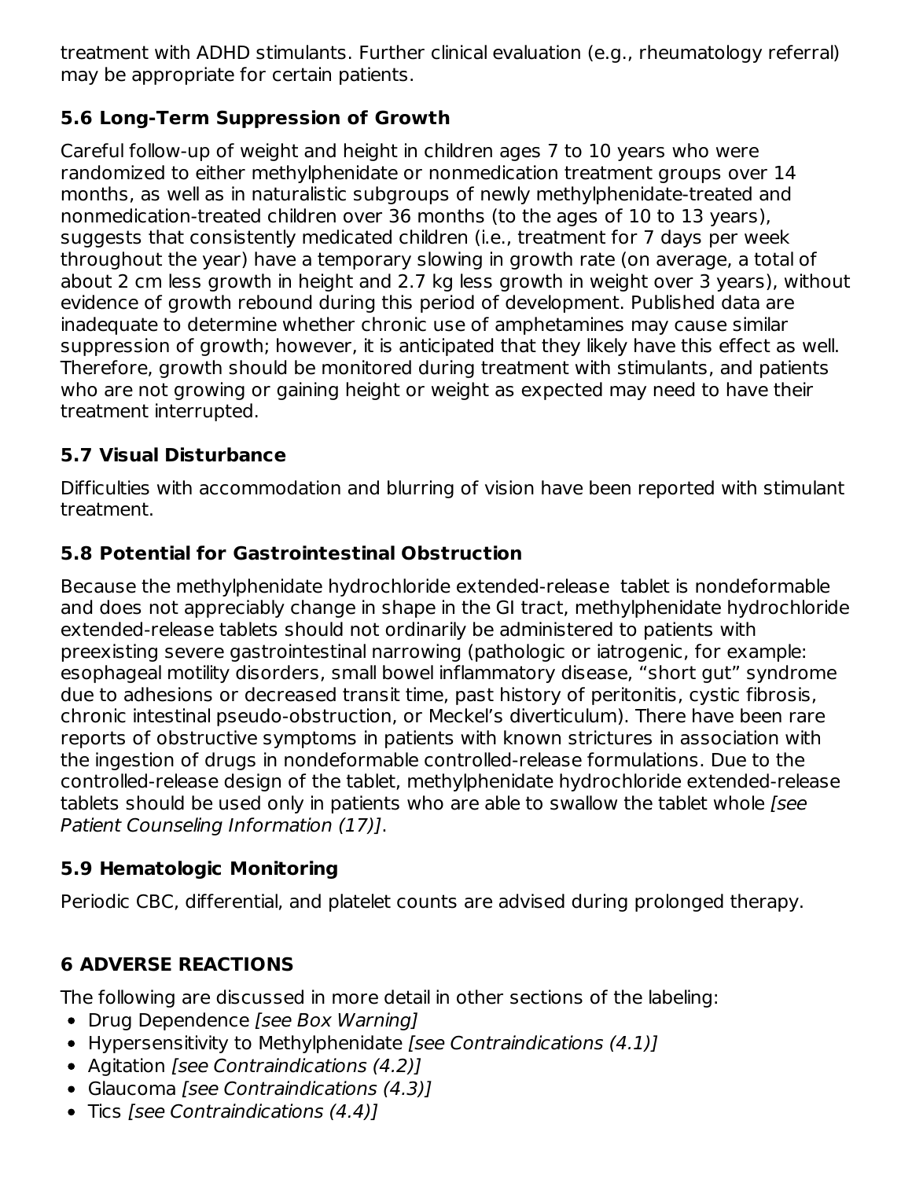treatment with ADHD stimulants. Further clinical evaluation (e.g., rheumatology referral) may be appropriate for certain patients.

### 5.6 Long-Term Suppression of Growth

Careful follow-up of weight and height in children ages 7 to 10 years who were randomized to either methylphenidate or nonmedication treatment groups over 14 months, as well as in naturalistic subgroups of newly methylphenidate-treated and nonmedication-treated children over 36 months (to the ages of 10 to 13 years), suggests that consistently medicated children (i.e., treatment for 7 days per week throughout the year) have a temporary slowing in growth rate (on average, a total of about 2 cm less growth in height and 2.7 kg less growth in weight over 3 years), without evidence of growth rebound during this period of development. Published data are inadequate to determine whether chronic use of amphetamines may cause similar suppression of growth; however, it is anticipated that they likely have this effect as well. Therefore, growth should be monitored during treatment with stimulants, and patients who are not growing or gaining height or weight as expected may need to have their treatment interrupted.

### 5.7 Visual Disturbance

Difficulties with accommodation and blurring of vision have been reported with stimulant treatment.

### 5.8 Potential for Gastrointestinal Obstruction

Because the methylphenidate hydrochloride extended-release tablet is nondeformable and does not appreciably change in shape in the GI tract, methylphenidate hydrochloride extended-release tablets should not ordinarily be administered to patients with preexisting severe gastrointestinal narrowing (pathologic or iatrogenic, for example: esophageal motility disorders, small bowel inflammatory disease, "short gut" syndrome due to adhesions or decreased transit time, past history of peritonitis, cystic fibrosis, chronic intestinal pseudo-obstruction, or Meckel's diverticulum). There have been rare reports of obstructive symptoms in patients with known strictures in association with the ingestion of drugs in nondeformable controlled-release formulations. Due to the controlled-release design of the tablet, methylphenidate hydrochloride extended-release tablets should be used only in patients who are able to swallow the tablet whole *[see Patient Counseling Information (17)]*.

### 5.9 Hematologic Monitoring

Periodic CBC, differential, and platelet counts are advised during prolonged therapy.

## 6 ADVERSE REACTIONS

The following are discussed in more detail in other sections of the labeling:

- Drug Dependence *[see Box Warning]*
- Hypersensitivity to Methylphenidate *[see Contraindications (4.1)]*
- Agitation *[see Contraindications (4.2)]*
- Glaucoma *[see Contraindications (4.3)]*
- Tics *[see Contraindications (4.4)]*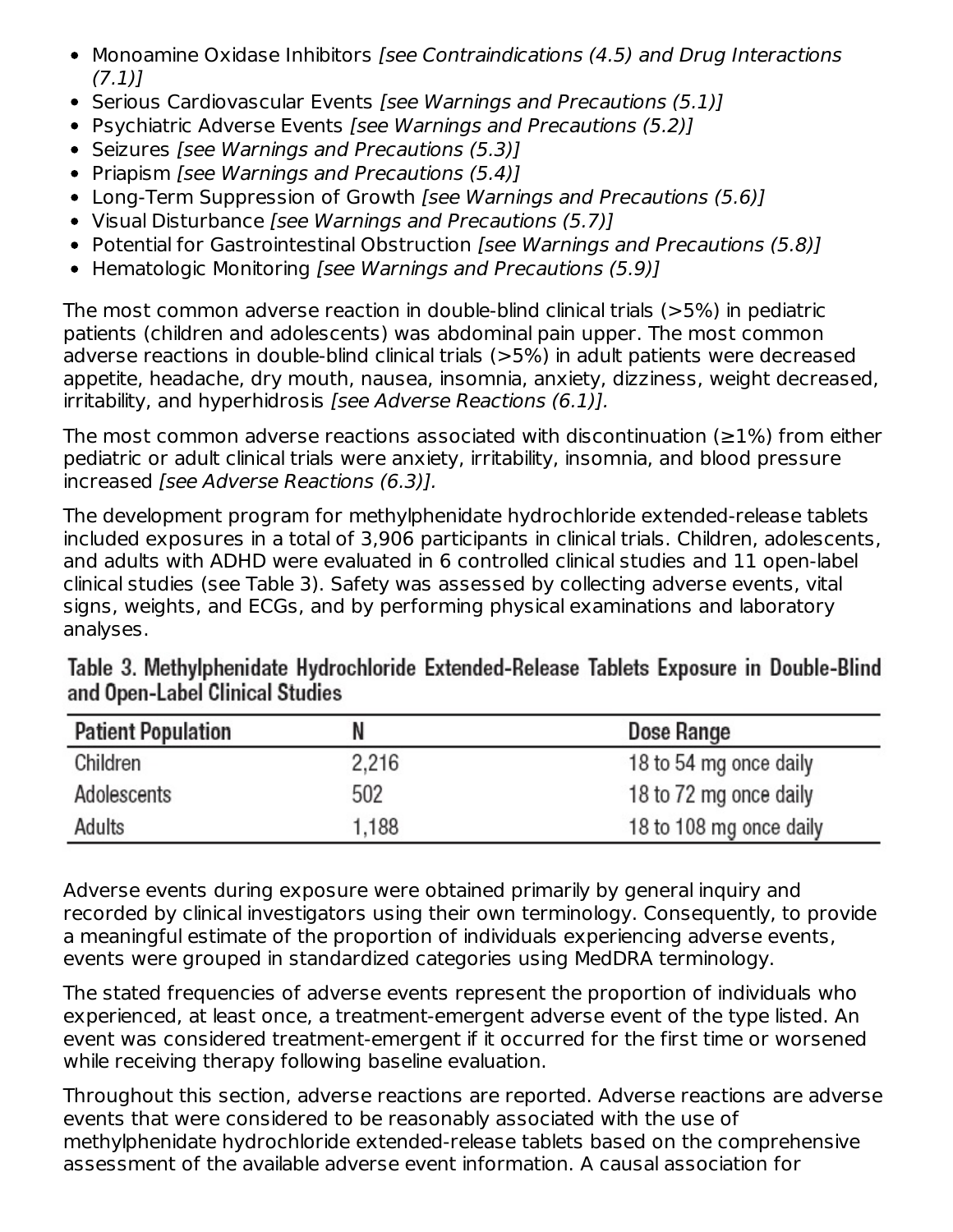- Monoamine Oxidase Inhibitors *[see Contraindications (4.5) and Drug Interactions (7.1)]*
- Serious Cardiovascular Events *[see Warnings and Precautions (5.1)]*
- Psychiatric Adverse Events *[see Warnings and Precautions (5.2)]*
- Seizures *[see Warnings and Precautions (5.3)]*
- Priapism *[see Warnings and Precautions (5.4)]*
- Long-Term Suppression of Growth *[see Warnings and Precautions (5.6)]*
- Visual Disturbance *[see Warnings and Precautions (5.7)]*
- Potential for Gastrointestinal Obstruction *[see Warnings and Precautions (5.8)]*
- Hematologic Monitoring *[see Warnings and Precautions (5.9)]*

The most common adverse reaction in double-blind clinical trials (>5%) in pediatric patients (children and adolescents) was abdominal pain upper. The most common adverse reactions in double-blind clinical trials (>5%) in adult patients were decreased appetite, headache, dry mouth, nausea, insomnia, anxiety, dizziness, weight decreased, irritability, and hyperhidrosis *[see Adverse Reactions (6.1)].*

The most common adverse reactions associated with discontinuation (≥1%) from either pediatric or adult clinical trials were anxiety, irritability, insomnia, and blood pressure increased *[see Adverse Reactions (6.3)].*

The development program for methylphenidate hydrochloride extended-release tablets included exposures in a total of 3,906 participants in clinical trials. Children, adolescents, and adults with ADHD were evaluated in 6 controlled clinical studies and 11 open-label clinical studies (see Table 3). Safety was assessed by collecting adverse events, vital signs, weights, and ECGs, and by performing physical examinations and laboratory analyses.

**Table 3. Methylphenidate Hydrochloride Extended-Release Tablets Exposure in Double-Blind and Open-Label Clinical Studies**

| Patient Population | N | Dose Range |
|---|---|---|
| Children | 2,216 | 18 to 54 mg once daily |
| Adolescents | 502 | 18 to 72 mg once daily |
| Adults | 1,188 | 18 to 108 mg once daily |

Adverse events during exposure were obtained primarily by general inquiry and recorded by clinical investigators using their own terminology. Consequently, to provide a meaningful estimate of the proportion of individuals experiencing adverse events, events were grouped in standardized categories using MedDRA terminology.

The stated frequencies of adverse events represent the proportion of individuals who experienced, at least once, a treatment-emergent adverse event of the type listed. An event was considered treatment-emergent if it occurred for the first time or worsened while receiving therapy following baseline evaluation.

Throughout this section, adverse reactions are reported. Adverse reactions are adverse events that were considered to be reasonably associated with the use of methylphenidate hydrochloride extended-release tablets based on the comprehensive assessment of the available adverse event information. A causal association for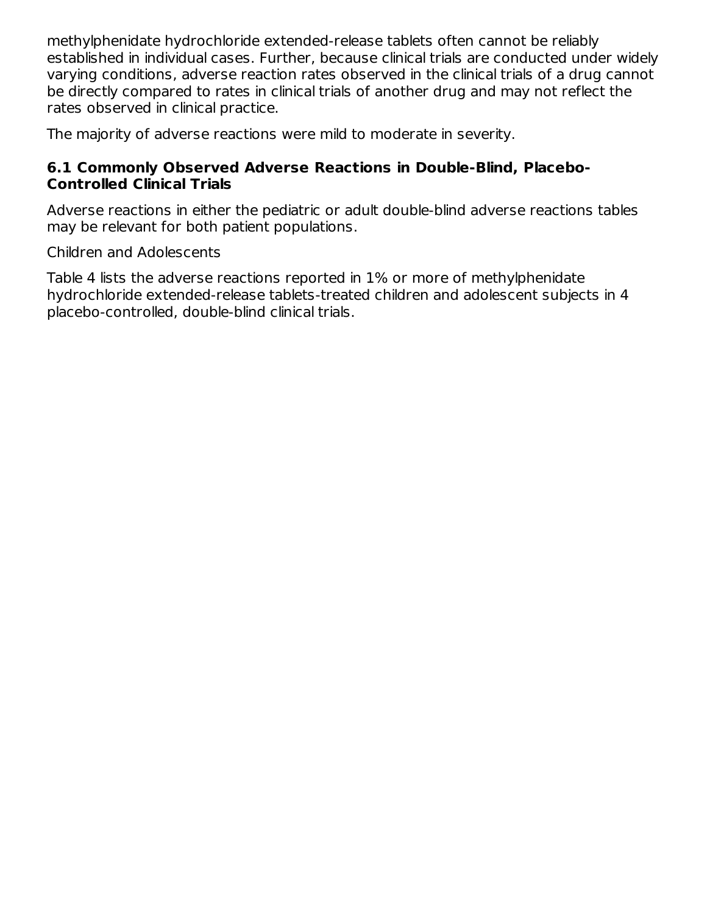methylphenidate hydrochloride extended-release tablets often cannot be reliably established in individual cases. Further, because clinical trials are conducted under widely varying conditions, adverse reaction rates observed in the clinical trials of a drug cannot be directly compared to rates in clinical trials of another drug and may not reflect the rates observed in clinical practice.

The majority of adverse reactions were mild to moderate in severity.

### 6.1 Commonly Observed Adverse Reactions in Double-Blind, Placebo-Controlled Clinical Trials

Adverse reactions in either the pediatric or adult double-blind adverse reactions tables may be relevant for both patient populations.

Children and Adolescents

Table 4 lists the adverse reactions reported in 1% or more of methylphenidate hydrochloride extended-release tablets-treated children and adolescent subjects in 4 placebo-controlled, double-blind clinical trials.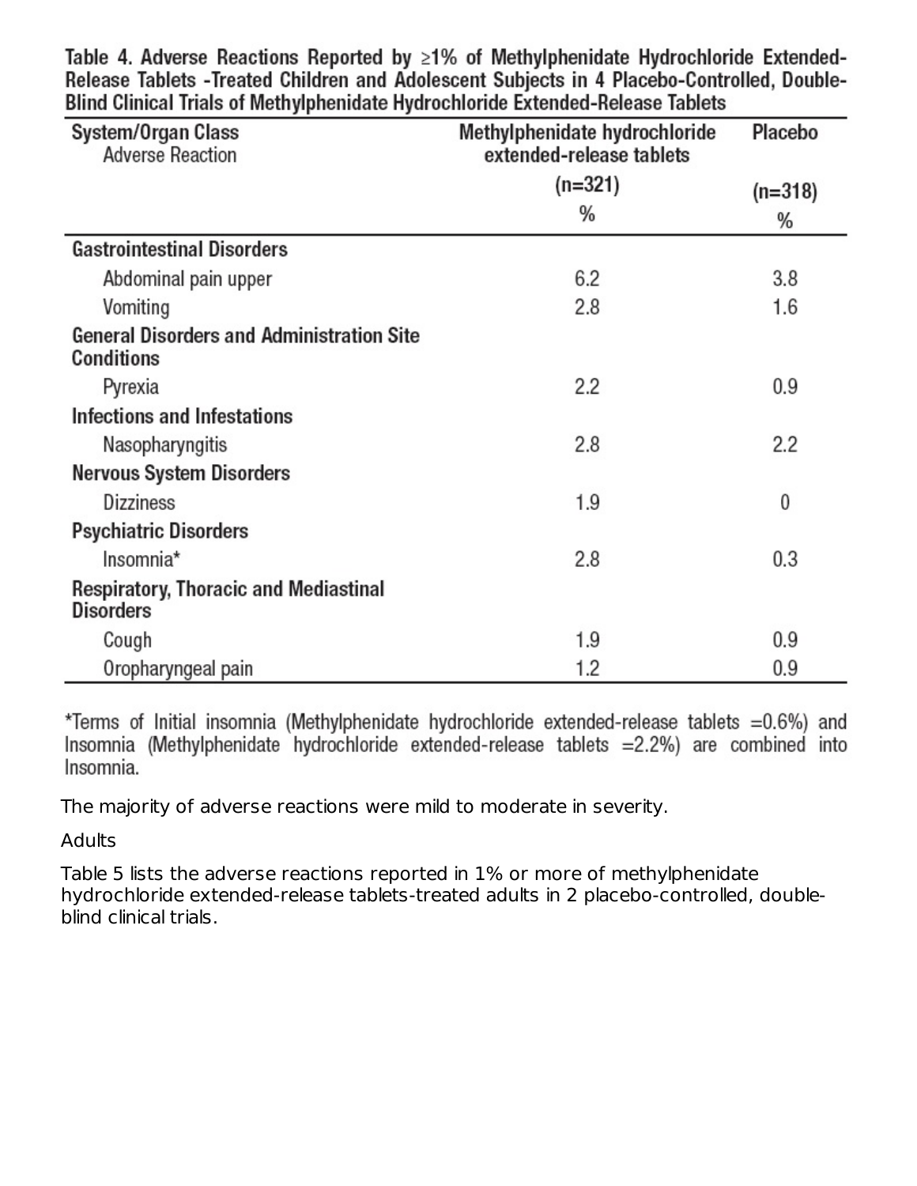**Table 4. Adverse Reactions Reported by ≥1% of Methylphenidate Hydrochloride Extended-Release Tablets -Treated Children and Adolescent Subjects in 4 Placebo-Controlled, Double-Blind Clinical Trials of Methylphenidate Hydrochloride Extended-Release Tablets**

| System/Organ Class<br>Adverse Reaction | Methylphenidate hydrochloride extended-release tablets<br>(n=321)<br>% | Placebo<br>(n=318)<br>% |
|---|---|---|
| **Gastrointestinal Disorders** | | |
| Abdominal pain upper | 6.2 | 3.8 |
| Vomiting | 2.8 | 1.6 |
| **General Disorders and Administration Site Conditions** | | |
| Pyrexia | 2.2 | 0.9 |
| **Infections and Infestations** | | |
| Nasopharyngitis | 2.8 | 2.2 |
| **Nervous System Disorders** | | |
| Dizziness | 1.9 | 0 |
| **Psychiatric Disorders** | | |
| Insomnia* | 2.8 | 0.3 |
| **Respiratory, Thoracic and Mediastinal Disorders** | | |
| Cough | 1.9 | 0.9 |
| Oropharyngeal pain | 1.2 | 0.9 |

*Terms of Initial insomnia (Methylphenidate hydrochloride extended-release tablets =0.6%) and Insomnia (Methylphenidate hydrochloride extended-release tablets =2.2%) are combined into Insomnia.

The majority of adverse reactions were mild to moderate in severity.

Adults

Table 5 lists the adverse reactions reported in 1% or more of methylphenidate hydrochloride extended-release tablets-treated adults in 2 placebo-controlled, double-blind clinical trials.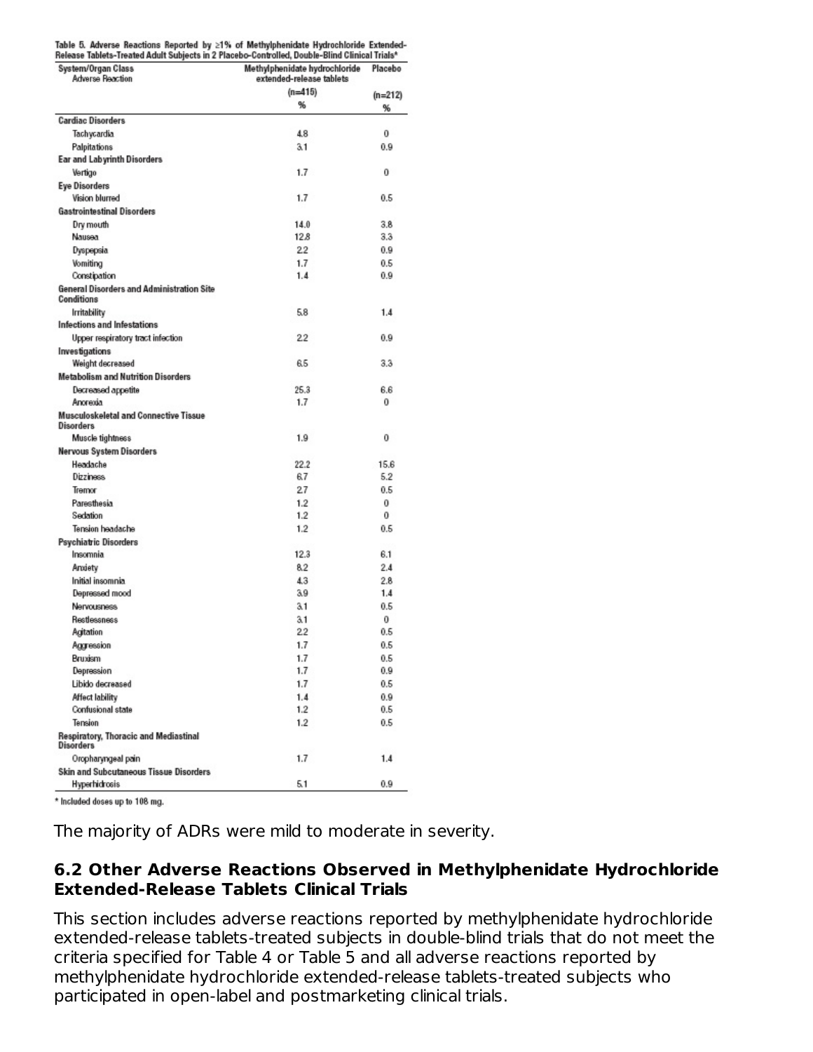Table 5. Adverse Reactions Reported by ≥1% of Methylphenidate Hydrochloride Extended-Release Tablets-Treated Adult Subjects in 2 Placebo-Controlled, Double-Blind Clinical Trials*

| System/Organ Class Adverse Reaction | Methylphenidate hydrochloride extended-release tablets (n=415) % | Placebo (n=212) % |
|---|---|---|
| **Cardiac Disorders** | | |
| Tachycardia | 4.8 | 0 |
| Palpitations | 3.1 | 0.9 |
| **Ear and Labyrinth Disorders** | | |
| Vertigo | 1.7 | 0 |
| **Eye Disorders** | | |
| Vision blurred | 1.7 | 0.5 |
| **Gastrointestinal Disorders** | | |
| Dry mouth | 14.0 | 3.8 |
| Nausea | 12.8 | 3.3 |
| Dyspepsia | 2.2 | 0.9 |
| Vomiting | 1.7 | 0.5 |
| Constipation | 1.4 | 0.9 |
| **General Disorders and Administration Site Conditions** | | |
| Irritability | 5.8 | 1.4 |
| **Infections and Infestations** | | |
| Upper respiratory tract infection | 2.2 | 0.9 |
| **Investigations** | | |
| Weight decreased | 6.5 | 3.3 |
| **Metabolism and Nutrition Disorders** | | |
| Decreased appetite | 25.3 | 6.6 |
| Anorexia | 1.7 | 0 |
| **Musculoskeletal and Connective Tissue Disorders** | | |
| Muscle tightness | 1.9 | 0 |
| **Nervous System Disorders** | | |
| Headache | 22.2 | 15.6 |
| Dizziness | 6.7 | 5.2 |
| Tremor | 2.7 | 0.5 |
| Paresthesia | 1.2 | 0 |
| Sedation | 1.2 | 0 |
| Tension headache | 1.2 | 0.5 |
| **Psychiatric Disorders** | | |
| Insomnia | 12.3 | 6.1 |
| Anxiety | 8.2 | 2.4 |
| Initial insomnia | 4.3 | 2.8 |
| Depressed mood | 3.9 | 1.4 |
| Nervousness | 3.1 | 0.5 |
| Restlessness | 3.1 | 0 |
| Agitation | 2.2 | 0.5 |
| Aggression | 1.7 | 0.5 |
| Bruxism | 1.7 | 0.5 |
| Depression | 1.7 | 0.9 |
| Libido decreased | 1.7 | 0.5 |
| Affect lability | 1.4 | 0.9 |
| Confusional state | 1.2 | 0.5 |
| Tension | 1.2 | 0.5 |
| **Respiratory, Thoracic and Mediastinal Disorders** | | |
| Oropharyngeal pain | 1.7 | 1.4 |
| **Skin and Subcutaneous Tissue Disorders** | | |
| Hyperhidrosis | 5.1 | 0.9 |

\* Included doses up to 108 mg.

The majority of ADRs were mild to moderate in severity.

## 6.2 Other Adverse Reactions Observed in Methylphenidate Hydrochloride Extended-Release Tablets Clinical Trials

This section includes adverse reactions reported by methylphenidate hydrochloride extended-release tablets-treated subjects in double-blind trials that do not meet the criteria specified for Table 4 or Table 5 and all adverse reactions reported by methylphenidate hydrochloride extended-release tablets-treated subjects who participated in open-label and postmarketing clinical trials.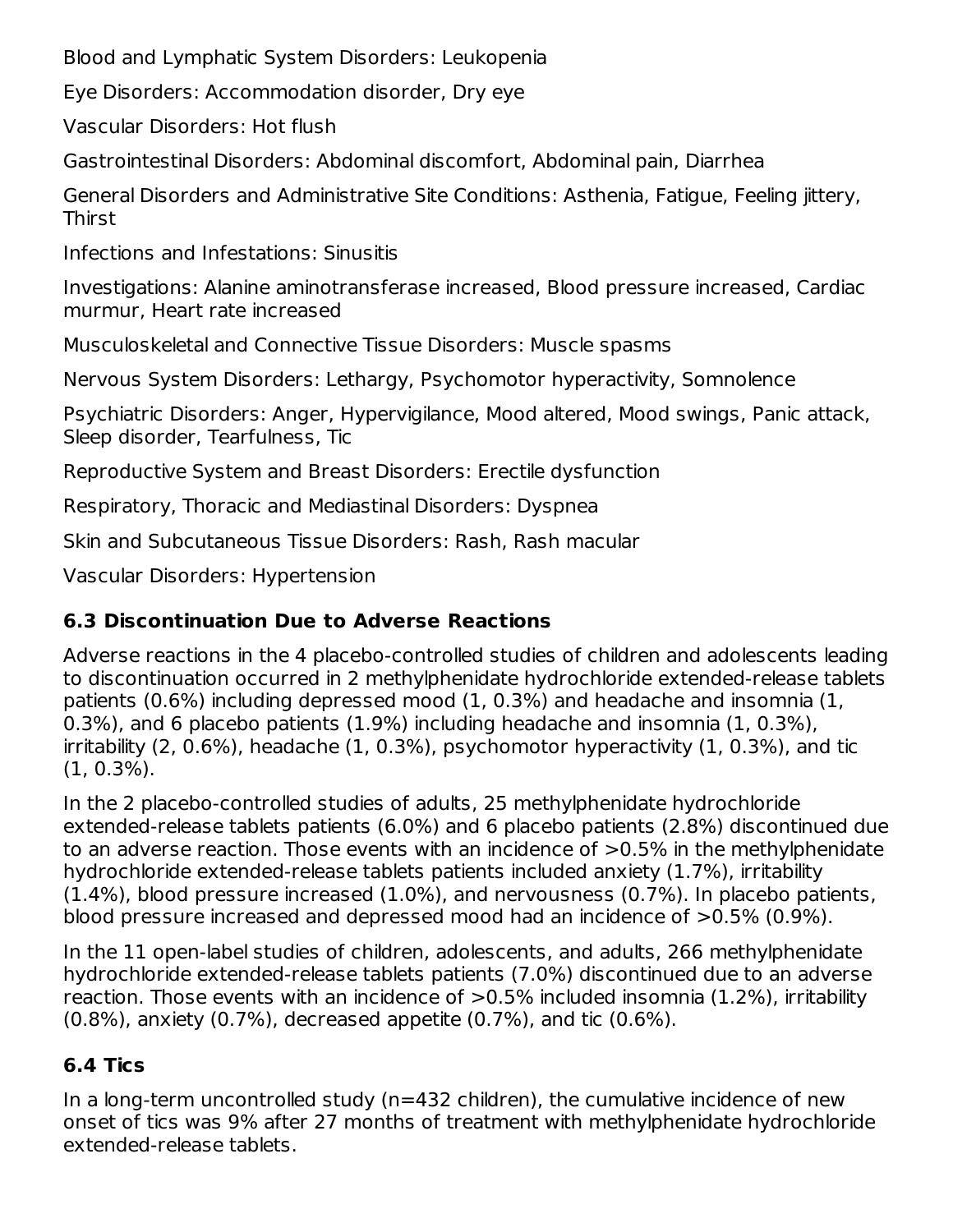Blood and Lymphatic System Disorders: Leukopenia

Eye Disorders: Accommodation disorder, Dry eye

Vascular Disorders: Hot flush

Gastrointestinal Disorders: Abdominal discomfort, Abdominal pain, Diarrhea

General Disorders and Administrative Site Conditions: Asthenia, Fatigue, Feeling jittery, Thirst

Infections and Infestations: Sinusitis

Investigations: Alanine aminotransferase increased, Blood pressure increased, Cardiac murmur, Heart rate increased

Musculoskeletal and Connective Tissue Disorders: Muscle spasms

Nervous System Disorders: Lethargy, Psychomotor hyperactivity, Somnolence

Psychiatric Disorders: Anger, Hypervigilance, Mood altered, Mood swings, Panic attack, Sleep disorder, Tearfulness, Tic

Reproductive System and Breast Disorders: Erectile dysfunction

Respiratory, Thoracic and Mediastinal Disorders: Dyspnea

Skin and Subcutaneous Tissue Disorders: Rash, Rash macular

Vascular Disorders: Hypertension

### 6.3 Discontinuation Due to Adverse Reactions

Adverse reactions in the 4 placebo-controlled studies of children and adolescents leading to discontinuation occurred in 2 methylphenidate hydrochloride extended-release tablets patients (0.6%) including depressed mood (1, 0.3%) and headache and insomnia (1, 0.3%), and 6 placebo patients (1.9%) including headache and insomnia (1, 0.3%), irritability (2, 0.6%), headache (1, 0.3%), psychomotor hyperactivity (1, 0.3%), and tic (1, 0.3%).

In the 2 placebo-controlled studies of adults, 25 methylphenidate hydrochloride extended-release tablets patients (6.0%) and 6 placebo patients (2.8%) discontinued due to an adverse reaction. Those events with an incidence of >0.5% in the methylphenidate hydrochloride extended-release tablets patients included anxiety (1.7%), irritability (1.4%), blood pressure increased (1.0%), and nervousness (0.7%). In placebo patients, blood pressure increased and depressed mood had an incidence of >0.5% (0.9%).

In the 11 open-label studies of children, adolescents, and adults, 266 methylphenidate hydrochloride extended-release tablets patients (7.0%) discontinued due to an adverse reaction. Those events with an incidence of >0.5% included insomnia (1.2%), irritability (0.8%), anxiety (0.7%), decreased appetite (0.7%), and tic (0.6%).

### 6.4 Tics

In a long-term uncontrolled study (n=432 children), the cumulative incidence of new onset of tics was 9% after 27 months of treatment with methylphenidate hydrochloride extended-release tablets.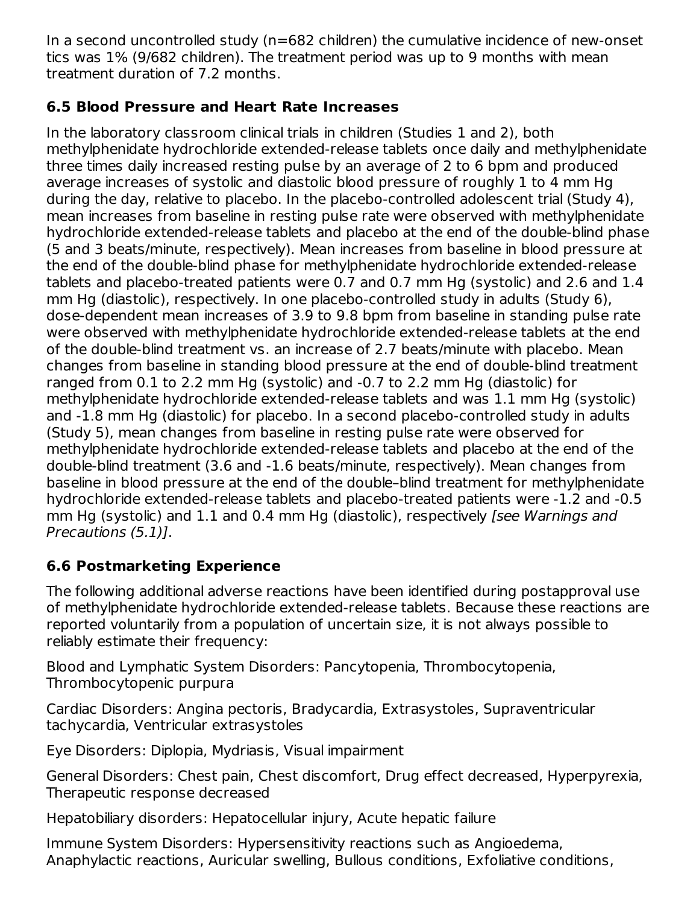In a second uncontrolled study (n=682 children) the cumulative incidence of new-onset tics was 1% (9/682 children). The treatment period was up to 9 months with mean treatment duration of 7.2 months.

### 6.5 Blood Pressure and Heart Rate Increases

In the laboratory classroom clinical trials in children (Studies 1 and 2), both methylphenidate hydrochloride extended-release tablets once daily and methylphenidate three times daily increased resting pulse by an average of 2 to 6 bpm and produced average increases of systolic and diastolic blood pressure of roughly 1 to 4 mm Hg during the day, relative to placebo. In the placebo-controlled adolescent trial (Study 4), mean increases from baseline in resting pulse rate were observed with methylphenidate hydrochloride extended-release tablets and placebo at the end of the double-blind phase (5 and 3 beats/minute, respectively). Mean increases from baseline in blood pressure at the end of the double-blind phase for methylphenidate hydrochloride extended-release tablets and placebo-treated patients were 0.7 and 0.7 mm Hg (systolic) and 2.6 and 1.4 mm Hg (diastolic), respectively. In one placebo-controlled study in adults (Study 6), dose-dependent mean increases of 3.9 to 9.8 bpm from baseline in standing pulse rate were observed with methylphenidate hydrochloride extended-release tablets at the end of the double-blind treatment vs. an increase of 2.7 beats/minute with placebo. Mean changes from baseline in standing blood pressure at the end of double-blind treatment ranged from 0.1 to 2.2 mm Hg (systolic) and -0.7 to 2.2 mm Hg (diastolic) for methylphenidate hydrochloride extended-release tablets and was 1.1 mm Hg (systolic) and -1.8 mm Hg (diastolic) for placebo. In a second placebo-controlled study in adults (Study 5), mean changes from baseline in resting pulse rate were observed for methylphenidate hydrochloride extended-release tablets and placebo at the end of the double-blind treatment (3.6 and -1.6 beats/minute, respectively). Mean changes from baseline in blood pressure at the end of the double–blind treatment for methylphenidate hydrochloride extended-release tablets and placebo-treated patients were -1.2 and -0.5 mm Hg (systolic) and 1.1 and 0.4 mm Hg (diastolic), respectively *[see Warnings and Precautions (5.1)]*.

### 6.6 Postmarketing Experience

The following additional adverse reactions have been identified during postapproval use of methylphenidate hydrochloride extended-release tablets. Because these reactions are reported voluntarily from a population of uncertain size, it is not always possible to reliably estimate their frequency:

Blood and Lymphatic System Disorders: Pancytopenia, Thrombocytopenia, Thrombocytopenic purpura

Cardiac Disorders: Angina pectoris, Bradycardia, Extrasystoles, Supraventricular tachycardia, Ventricular extrasystoles

Eye Disorders: Diplopia, Mydriasis, Visual impairment

General Disorders: Chest pain, Chest discomfort, Drug effect decreased, Hyperpyrexia, Therapeutic response decreased

Hepatobiliary disorders: Hepatocellular injury, Acute hepatic failure

Immune System Disorders: Hypersensitivity reactions such as Angioedema, Anaphylactic reactions, Auricular swelling, Bullous conditions, Exfoliative conditions,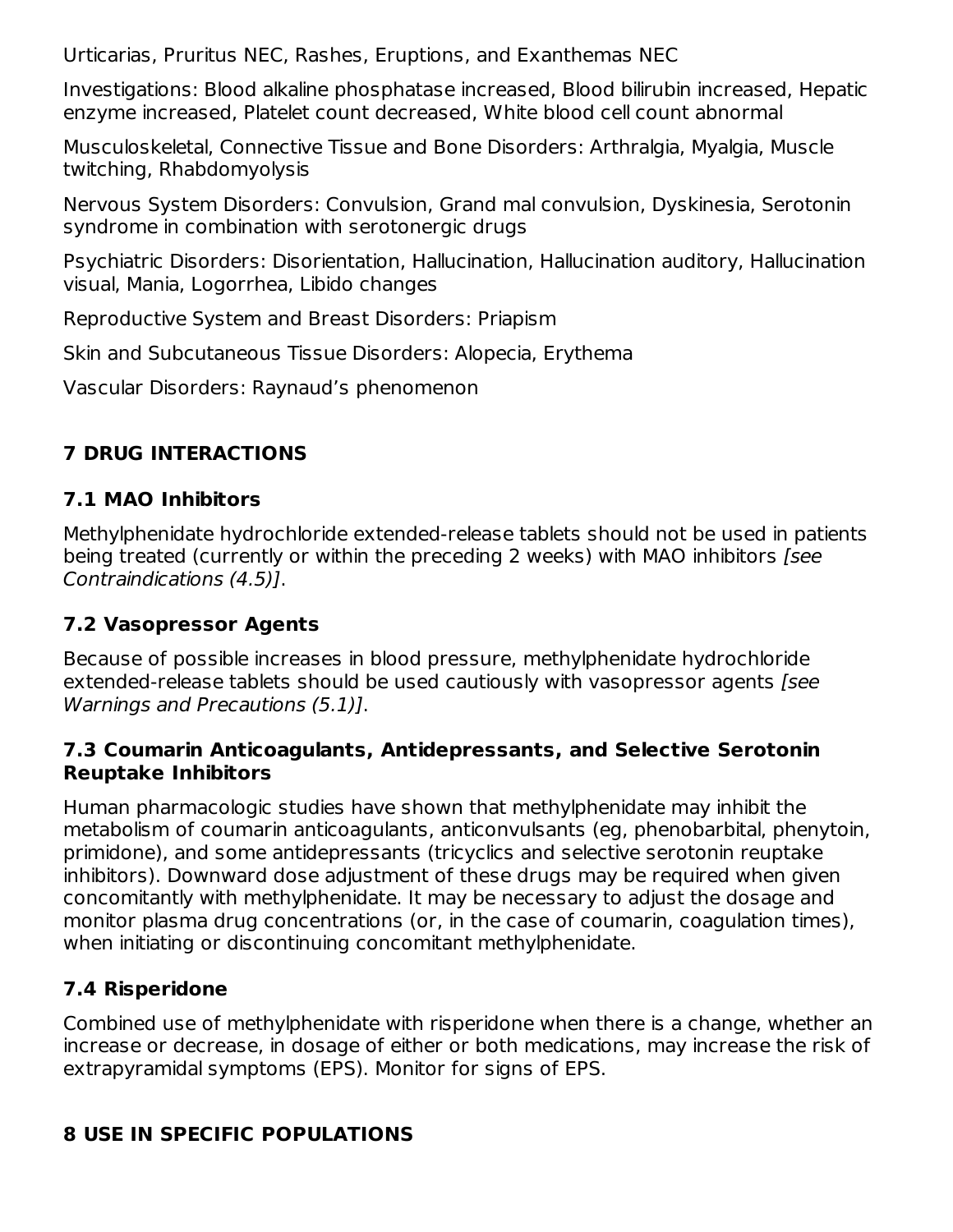Urticarias, Pruritus NEC, Rashes, Eruptions, and Exanthemas NEC

Investigations: Blood alkaline phosphatase increased, Blood bilirubin increased, Hepatic enzyme increased, Platelet count decreased, White blood cell count abnormal

Musculoskeletal, Connective Tissue and Bone Disorders: Arthralgia, Myalgia, Muscle twitching, Rhabdomyolysis

Nervous System Disorders: Convulsion, Grand mal convulsion, Dyskinesia, Serotonin syndrome in combination with serotonergic drugs

Psychiatric Disorders: Disorientation, Hallucination, Hallucination auditory, Hallucination visual, Mania, Logorrhea, Libido changes

Reproductive System and Breast Disorders: Priapism

Skin and Subcutaneous Tissue Disorders: Alopecia, Erythema

Vascular Disorders: Raynaud's phenomenon

# 7 DRUG INTERACTIONS

## 7.1 MAO Inhibitors

Methylphenidate hydrochloride extended-release tablets should not be used in patients being treated (currently or within the preceding 2 weeks) with MAO inhibitors *[see Contraindications (4.5)]*.

## 7.2 Vasopressor Agents

Because of possible increases in blood pressure, methylphenidate hydrochloride extended-release tablets should be used cautiously with vasopressor agents *[see Warnings and Precautions (5.1)]*.

## 7.3 Coumarin Anticoagulants, Antidepressants, and Selective Serotonin Reuptake Inhibitors

Human pharmacologic studies have shown that methylphenidate may inhibit the metabolism of coumarin anticoagulants, anticonvulsants (eg, phenobarbital, phenytoin, primidone), and some antidepressants (tricyclics and selective serotonin reuptake inhibitors). Downward dose adjustment of these drugs may be required when given concomitantly with methylphenidate. It may be necessary to adjust the dosage and monitor plasma drug concentrations (or, in the case of coumarin, coagulation times), when initiating or discontinuing concomitant methylphenidate.

## 7.4 Risperidone

Combined use of methylphenidate with risperidone when there is a change, whether an increase or decrease, in dosage of either or both medications, may increase the risk of extrapyramidal symptoms (EPS). Monitor for signs of EPS.

# 8 USE IN SPECIFIC POPULATIONS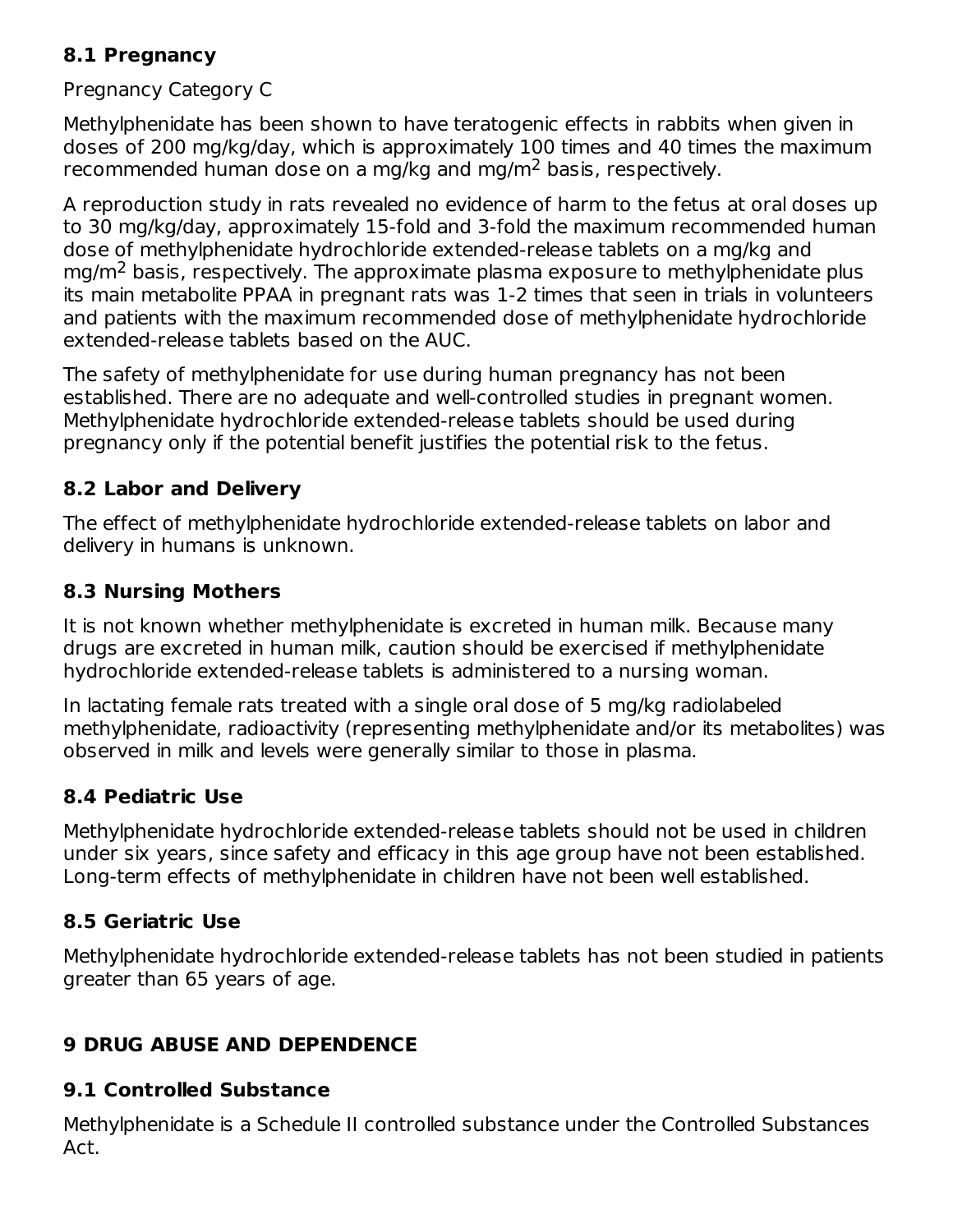### 8.1 Pregnancy

Pregnancy Category C

Methylphenidate has been shown to have teratogenic effects in rabbits when given in doses of 200 mg/kg/day, which is approximately 100 times and 40 times the maximum recommended human dose on a mg/kg and mg/$m^2$ basis, respectively.

A reproduction study in rats revealed no evidence of harm to the fetus at oral doses up to 30 mg/kg/day, approximately 15-fold and 3-fold the maximum recommended human dose of methylphenidate hydrochloride extended-release tablets on a mg/kg and mg/$m^2$ basis, respectively. The approximate plasma exposure to methylphenidate plus its main metabolite PPAA in pregnant rats was 1-2 times that seen in trials in volunteers and patients with the maximum recommended dose of methylphenidate hydrochloride extended-release tablets based on the AUC.

The safety of methylphenidate for use during human pregnancy has not been established. There are no adequate and well-controlled studies in pregnant women. Methylphenidate hydrochloride extended-release tablets should be used during pregnancy only if the potential benefit justifies the potential risk to the fetus.

### 8.2 Labor and Delivery

The effect of methylphenidate hydrochloride extended-release tablets on labor and delivery in humans is unknown.

### 8.3 Nursing Mothers

It is not known whether methylphenidate is excreted in human milk. Because many drugs are excreted in human milk, caution should be exercised if methylphenidate hydrochloride extended-release tablets is administered to a nursing woman.

In lactating female rats treated with a single oral dose of 5 mg/kg radiolabeled methylphenidate, radioactivity (representing methylphenidate and/or its metabolites) was observed in milk and levels were generally similar to those in plasma.

### 8.4 Pediatric Use

Methylphenidate hydrochloride extended-release tablets should not be used in children under six years, since safety and efficacy in this age group have not been established. Long-term effects of methylphenidate in children have not been well established.

### 8.5 Geriatric Use

Methylphenidate hydrochloride extended-release tablets has not been studied in patients greater than 65 years of age.

## 9 DRUG ABUSE AND DEPENDENCE

### 9.1 Controlled Substance

Methylphenidate is a Schedule II controlled substance under the Controlled Substances Act.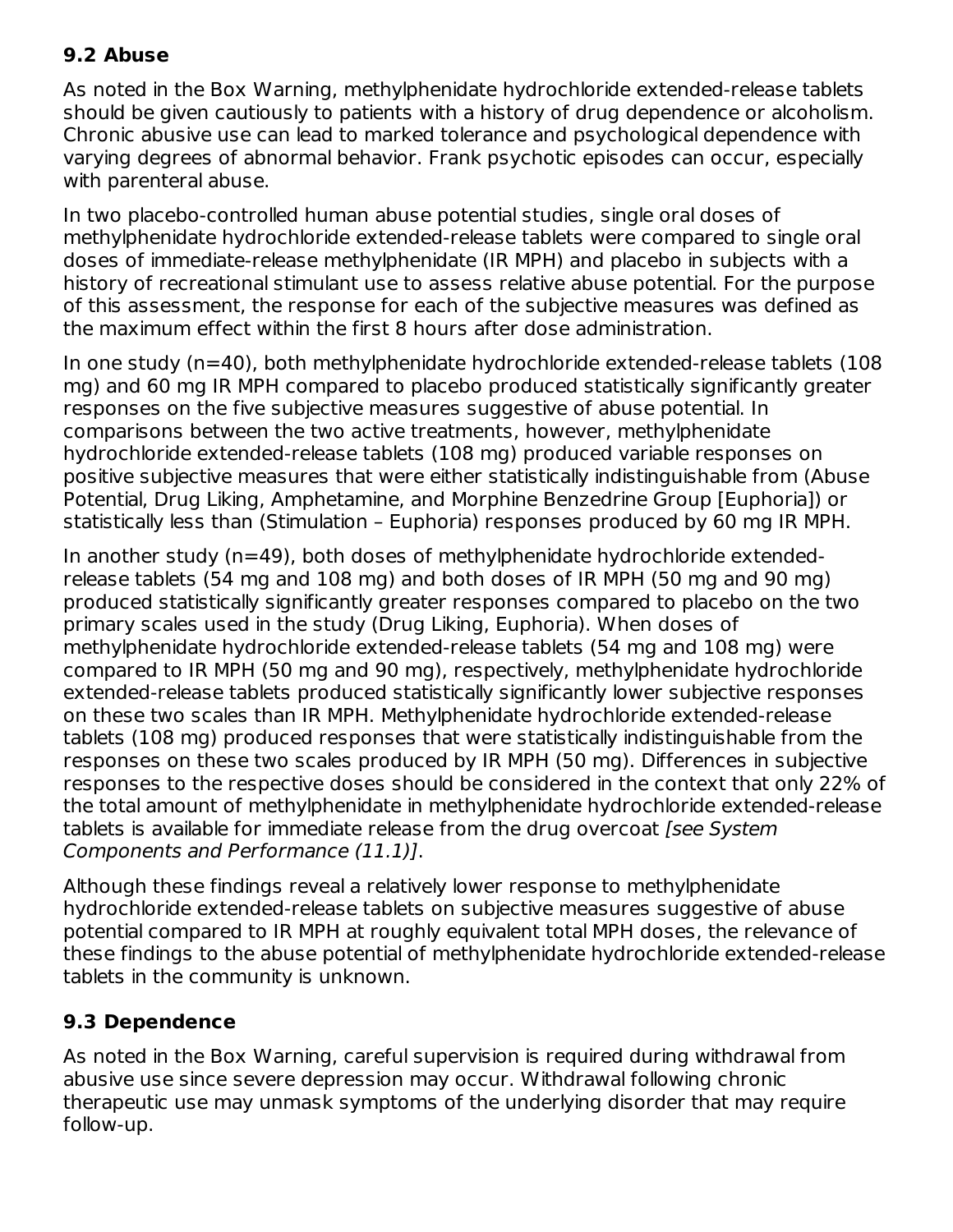### 9.2 Abuse

As noted in the Box Warning, methylphenidate hydrochloride extended-release tablets should be given cautiously to patients with a history of drug dependence or alcoholism. Chronic abusive use can lead to marked tolerance and psychological dependence with varying degrees of abnormal behavior. Frank psychotic episodes can occur, especially with parenteral abuse.

In two placebo-controlled human abuse potential studies, single oral doses of methylphenidate hydrochloride extended-release tablets were compared to single oral doses of immediate-release methylphenidate (IR MPH) and placebo in subjects with a history of recreational stimulant use to assess relative abuse potential. For the purpose of this assessment, the response for each of the subjective measures was defined as the maximum effect within the first 8 hours after dose administration.

In one study (n=40), both methylphenidate hydrochloride extended-release tablets (108 mg) and 60 mg IR MPH compared to placebo produced statistically significantly greater responses on the five subjective measures suggestive of abuse potential. In comparisons between the two active treatments, however, methylphenidate hydrochloride extended-release tablets (108 mg) produced variable responses on positive subjective measures that were either statistically indistinguishable from (Abuse Potential, Drug Liking, Amphetamine, and Morphine Benzedrine Group [Euphoria]) or statistically less than (Stimulation – Euphoria) responses produced by 60 mg IR MPH.

In another study (n=49), both doses of methylphenidate hydrochloride extended-release tablets (54 mg and 108 mg) and both doses of IR MPH (50 mg and 90 mg) produced statistically significantly greater responses compared to placebo on the two primary scales used in the study (Drug Liking, Euphoria). When doses of methylphenidate hydrochloride extended-release tablets (54 mg and 108 mg) were compared to IR MPH (50 mg and 90 mg), respectively, methylphenidate hydrochloride extended-release tablets produced statistically significantly lower subjective responses on these two scales than IR MPH. Methylphenidate hydrochloride extended-release tablets (108 mg) produced responses that were statistically indistinguishable from the responses on these two scales produced by IR MPH (50 mg). Differences in subjective responses to the respective doses should be considered in the context that only 22% of the total amount of methylphenidate in methylphenidate hydrochloride extended-release tablets is available for immediate release from the drug overcoat *[see System Components and Performance (11.1)]*.

Although these findings reveal a relatively lower response to methylphenidate hydrochloride extended-release tablets on subjective measures suggestive of abuse potential compared to IR MPH at roughly equivalent total MPH doses, the relevance of these findings to the abuse potential of methylphenidate hydrochloride extended-release tablets in the community is unknown.

### 9.3 Dependence

As noted in the Box Warning, careful supervision is required during withdrawal from abusive use since severe depression may occur. Withdrawal following chronic therapeutic use may unmask symptoms of the underlying disorder that may require follow-up.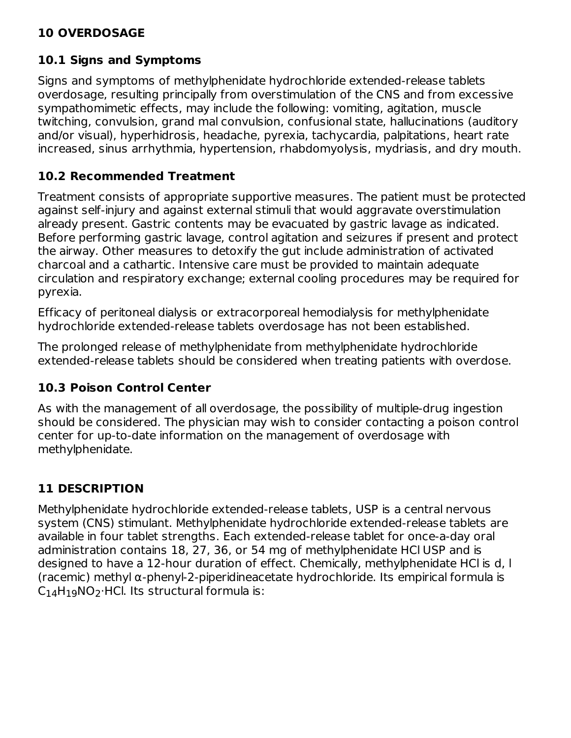## 10 OVERDOSAGE

### 10.1 Signs and Symptoms

Signs and symptoms of methylphenidate hydrochloride extended-release tablets overdosage, resulting principally from overstimulation of the CNS and from excessive sympathomimetic effects, may include the following: vomiting, agitation, muscle twitching, convulsion, grand mal convulsion, confusional state, hallucinations (auditory and/or visual), hyperhidrosis, headache, pyrexia, tachycardia, palpitations, heart rate increased, sinus arrhythmia, hypertension, rhabdomyolysis, mydriasis, and dry mouth.

### 10.2 Recommended Treatment

Treatment consists of appropriate supportive measures. The patient must be protected against self-injury and against external stimuli that would aggravate overstimulation already present. Gastric contents may be evacuated by gastric lavage as indicated. Before performing gastric lavage, control agitation and seizures if present and protect the airway. Other measures to detoxify the gut include administration of activated charcoal and a cathartic. Intensive care must be provided to maintain adequate circulation and respiratory exchange; external cooling procedures may be required for pyrexia.

Efficacy of peritoneal dialysis or extracorporeal hemodialysis for methylphenidate hydrochloride extended-release tablets overdosage has not been established.

The prolonged release of methylphenidate from methylphenidate hydrochloride extended-release tablets should be considered when treating patients with overdose.

### 10.3 Poison Control Center

As with the management of all overdosage, the possibility of multiple-drug ingestion should be considered. The physician may wish to consider contacting a poison control center for up-to-date information on the management of overdosage with methylphenidate.

## 11 DESCRIPTION

Methylphenidate hydrochloride extended-release tablets, USP is a central nervous system (CNS) stimulant. Methylphenidate hydrochloride extended-release tablets are available in four tablet strengths. Each extended-release tablet for once-a-day oral administration contains 18, 27, 36, or 54 mg of methylphenidate HCl USP and is designed to have a 12-hour duration of effect. Chemically, methylphenidate HCl is d, l (racemic) methyl α-phenyl-2-piperidineacetate hydrochloride. Its empirical formula is $C_{14}H_{19}NO_2 \cdot HCl$. Its structural formula is: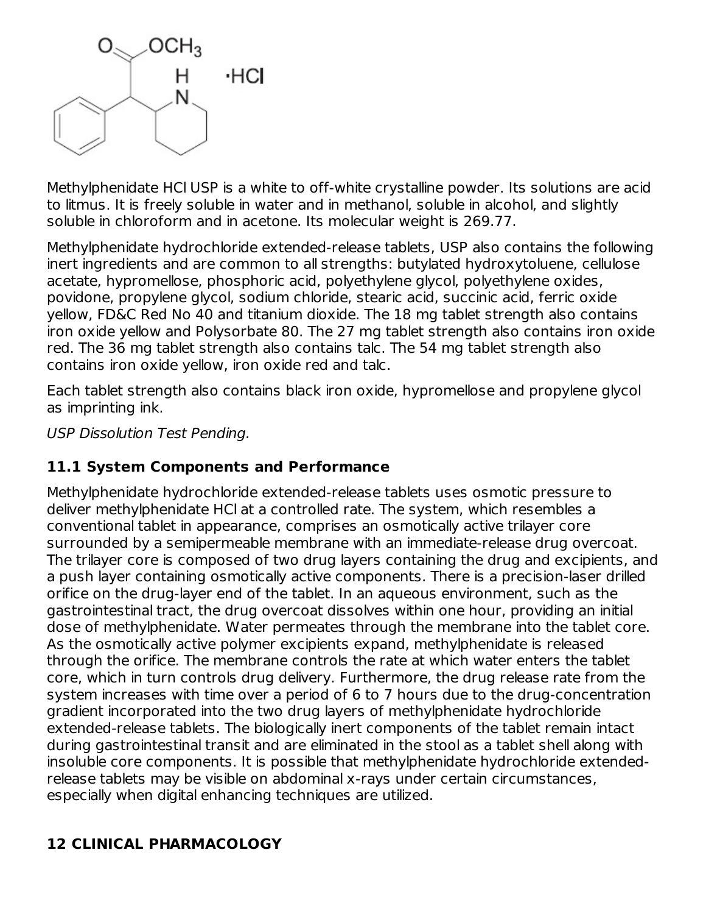Methylphenidate HCl USP is a white to off-white crystalline powder. Its solutions are acid to litmus. It is freely soluble in water and in methanol, soluble in alcohol, and slightly soluble in chloroform and in acetone. Its molecular weight is 269.77.

Methylphenidate hydrochloride extended-release tablets, USP also contains the following inert ingredients and are common to all strengths: butylated hydroxytoluene, cellulose acetate, hypromellose, phosphoric acid, polyethylene glycol, polyethylene oxides, povidone, propylene glycol, sodium chloride, stearic acid, succinic acid, ferric oxide yellow, FD&C Red No 40 and titanium dioxide. The 18 mg tablet strength also contains iron oxide yellow and Polysorbate 80. The 27 mg tablet strength also contains iron oxide red. The 36 mg tablet strength also contains talc. The 54 mg tablet strength also contains iron oxide yellow, iron oxide red and talc.

Each tablet strength also contains black iron oxide, hypromellose and propylene glycol as imprinting ink.

*USP Dissolution Test Pending.*

### 11.1 System Components and Performance

Methylphenidate hydrochloride extended-release tablets uses osmotic pressure to deliver methylphenidate HCl at a controlled rate. The system, which resembles a conventional tablet in appearance, comprises an osmotically active trilayer core surrounded by a semipermeable membrane with an immediate-release drug overcoat. The trilayer core is composed of two drug layers containing the drug and excipients, and a push layer containing osmotically active components. There is a precision-laser drilled orifice on the drug-layer end of the tablet. In an aqueous environment, such as the gastrointestinal tract, the drug overcoat dissolves within one hour, providing an initial dose of methylphenidate. Water permeates through the membrane into the tablet core. As the osmotically active polymer excipients expand, methylphenidate is released through the orifice. The membrane controls the rate at which water enters the tablet core, which in turn controls drug delivery. Furthermore, the drug release rate from the system increases with time over a period of 6 to 7 hours due to the drug-concentration gradient incorporated into the two drug layers of methylphenidate hydrochloride extended-release tablets. The biologically inert components of the tablet remain intact during gastrointestinal transit and are eliminated in the stool as a tablet shell along with insoluble core components. It is possible that methylphenidate hydrochloride extended-release tablets may be visible on abdominal x-rays under certain circumstances, especially when digital enhancing techniques are utilized.

## 12 CLINICAL PHARMACOLOGY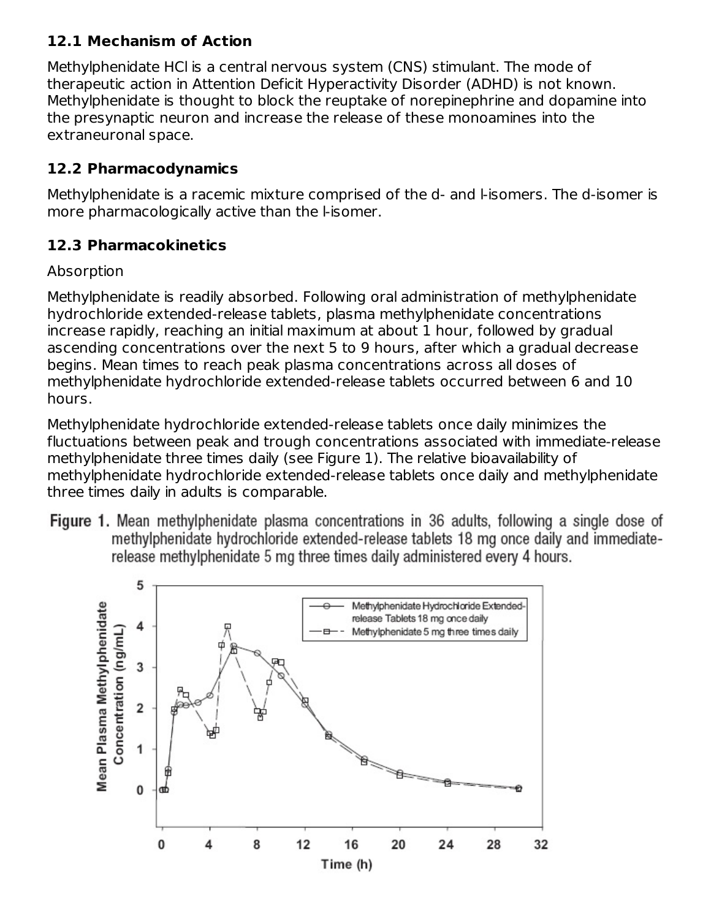### 12.1 Mechanism of Action

Methylphenidate HCl is a central nervous system (CNS) stimulant. The mode of therapeutic action in Attention Deficit Hyperactivity Disorder (ADHD) is not known. Methylphenidate is thought to block the reuptake of norepinephrine and dopamine into the presynaptic neuron and increase the release of these monoamines into the extraneuronal space.

### 12.2 Pharmacodynamics

Methylphenidate is a racemic mixture comprised of the d- and l-isomers. The d-isomer is more pharmacologically active than the l-isomer.

### 12.3 Pharmacokinetics

Absorption

Methylphenidate is readily absorbed. Following oral administration of methylphenidate hydrochloride extended-release tablets, plasma methylphenidate concentrations increase rapidly, reaching an initial maximum at about 1 hour, followed by gradual ascending concentrations over the next 5 to 9 hours, after which a gradual decrease begins. Mean times to reach peak plasma concentrations across all doses of methylphenidate hydrochloride extended-release tablets occurred between 6 and 10 hours.

Methylphenidate hydrochloride extended-release tablets once daily minimizes the fluctuations between peak and trough concentrations associated with immediate-release methylphenidate three times daily (see Figure 1). The relative bioavailability of methylphenidate hydrochloride extended-release tablets once daily and methylphenidate three times daily in adults is comparable.

**Figure 1.** Mean methylphenidate plasma concentrations in 36 adults, following a single dose of methylphenidate hydrochloride extended-release tablets 18 mg once daily and immediate-release methylphenidate 5 mg three times daily administered every 4 hours.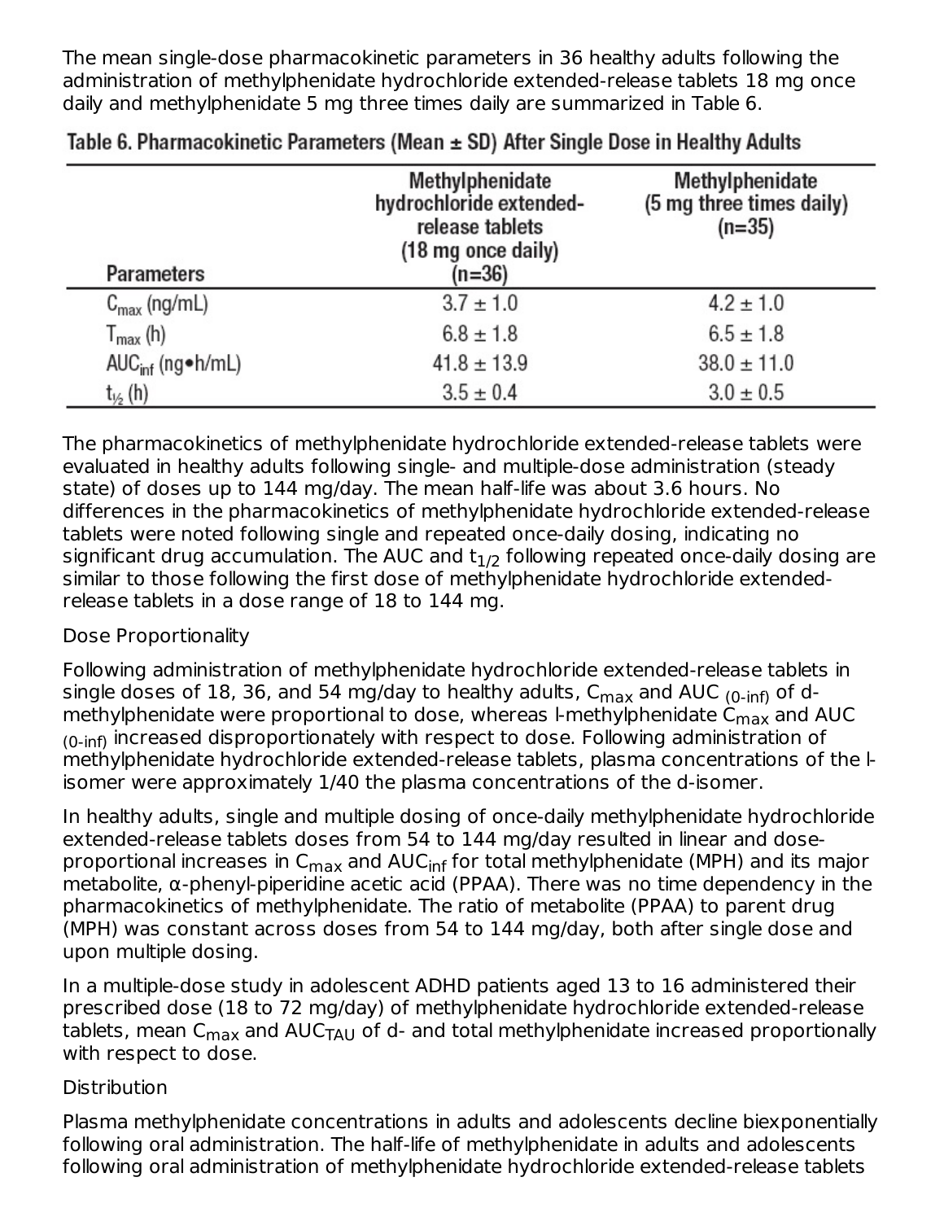The mean single-dose pharmacokinetic parameters in 36 healthy adults following the administration of methylphenidate hydrochloride extended-release tablets 18 mg once daily and methylphenidate 5 mg three times daily are summarized in Table 6.

**Table 6. Pharmacokinetic Parameters (Mean ± SD) After Single Dose in Healthy Adults**

| Parameters | Methylphenidate hydrochloride extended-release tablets (18 mg once daily) (n=36) | Methylphenidate (5 mg three times daily) (n=35) |
|---|---|---|
| $C_{max}$ (ng/mL) | 3.7 ± 1.0 | 4.2 ± 1.0 |
| $T_{max}$ (h) | 6.8 ± 1.8 | 6.5 ± 1.8 |
| $AUC_{inf}$ (ng•h/mL) | 41.8 ± 13.9 | 38.0 ± 11.0 |
| $t_{½}$ (h) | 3.5 ± 0.4 | 3.0 ± 0.5 |

The pharmacokinetics of methylphenidate hydrochloride extended-release tablets were evaluated in healthy adults following single- and multiple-dose administration (steady state) of doses up to 144 mg/day. The mean half-life was about 3.6 hours. No differences in the pharmacokinetics of methylphenidate hydrochloride extended-release tablets were noted following single and repeated once-daily dosing, indicating no significant drug accumulation. The AUC and $t_{1/2}$ following repeated once-daily dosing are similar to those following the first dose of methylphenidate hydrochloride extended-release tablets in a dose range of 18 to 144 mg.

Dose Proportionality

Following administration of methylphenidate hydrochloride extended-release tablets in single doses of 18, 36, and 54 mg/day to healthy adults, $C_{max}$ and AUC $_{(0\text{-}inf)}$ of d-methylphenidate were proportional to dose, whereas l-methylphenidate $C_{max}$ and AUC $_{(0\text{-}inf)}$ increased disproportionately with respect to dose. Following administration of methylphenidate hydrochloride extended-release tablets, plasma concentrations of the l-isomer were approximately 1/40 the plasma concentrations of the d-isomer.

In healthy adults, single and multiple dosing of once-daily methylphenidate hydrochloride extended-release tablets doses from 54 to 144 mg/day resulted in linear and dose-proportional increases in $C_{max}$ and $AUC_{inf}$ for total methylphenidate (MPH) and its major metabolite, α-phenyl-piperidine acetic acid (PPAA). There was no time dependency in the pharmacokinetics of methylphenidate. The ratio of metabolite (PPAA) to parent drug (MPH) was constant across doses from 54 to 144 mg/day, both after single dose and upon multiple dosing.

In a multiple-dose study in adolescent ADHD patients aged 13 to 16 administered their prescribed dose (18 to 72 mg/day) of methylphenidate hydrochloride extended-release tablets, mean $C_{max}$ and $AUC_{TAU}$ of d- and total methylphenidate increased proportionally with respect to dose.

Distribution

Plasma methylphenidate concentrations in adults and adolescents decline biexponentially following oral administration. The half-life of methylphenidate in adults and adolescents following oral administration of methylphenidate hydrochloride extended-release tablets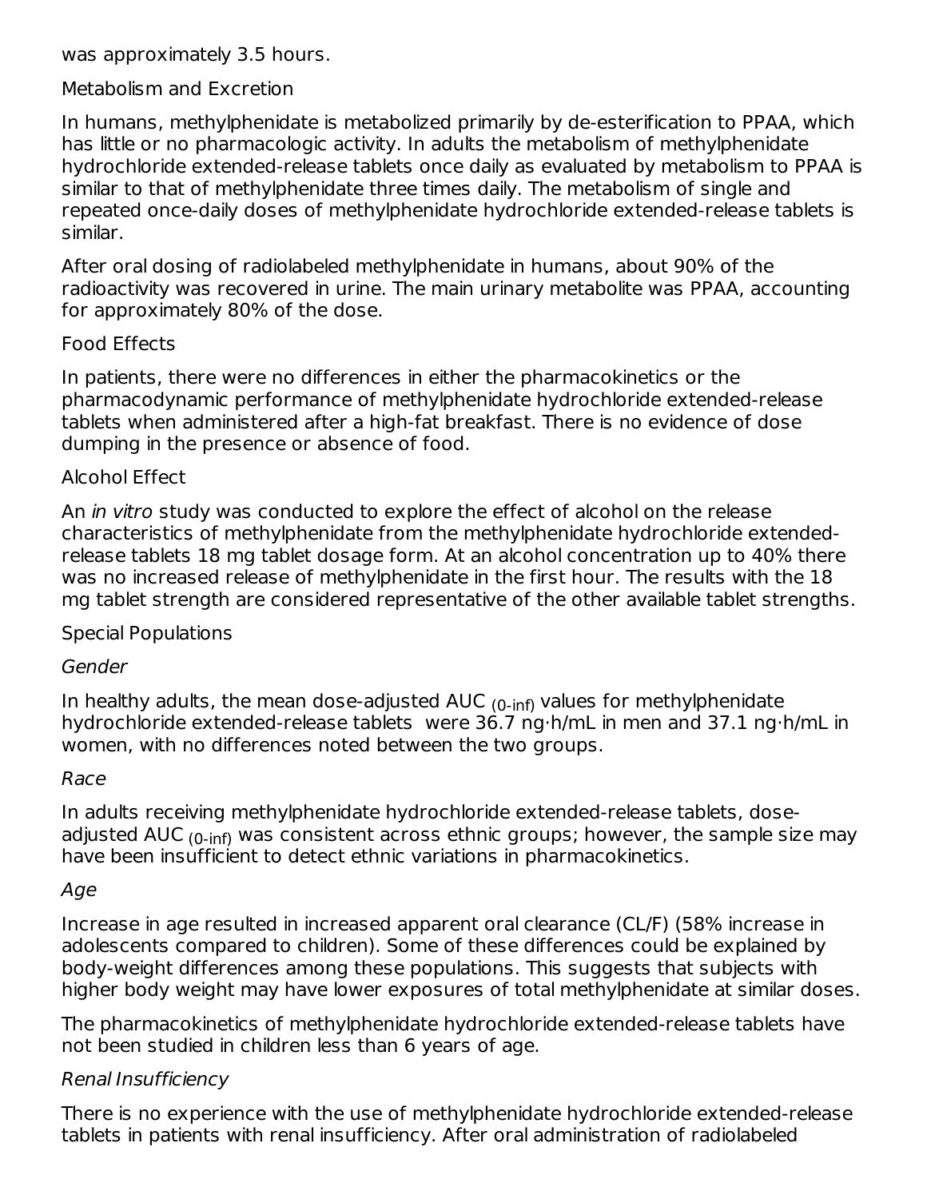was approximately 3.5 hours.

Metabolism and Excretion

In humans, methylphenidate is metabolized primarily by de-esterification to PPAA, which has little or no pharmacologic activity. In adults the metabolism of methylphenidate hydrochloride extended-release tablets once daily as evaluated by metabolism to PPAA is similar to that of methylphenidate three times daily. The metabolism of single and repeated once-daily doses of methylphenidate hydrochloride extended-release tablets is similar.

After oral dosing of radiolabeled methylphenidate in humans, about 90% of the radioactivity was recovered in urine. The main urinary metabolite was PPAA, accounting for approximately 80% of the dose.

Food Effects

In patients, there were no differences in either the pharmacokinetics or the pharmacodynamic performance of methylphenidate hydrochloride extended-release tablets when administered after a high-fat breakfast. There is no evidence of dose dumping in the presence or absence of food.

Alcohol Effect

An *in vitro* study was conducted to explore the effect of alcohol on the release characteristics of methylphenidate from the methylphenidate hydrochloride extended-release tablets 18 mg tablet dosage form. At an alcohol concentration up to 40% there was no increased release of methylphenidate in the first hour. The results with the 18 mg tablet strength are considered representative of the other available tablet strengths.

Special Populations

*Gender*

In healthy adults, the mean dose-adjusted $AUC_{(0\text{-inf})}$ values for methylphenidate hydrochloride extended-release tablets were 36.7 ng·h/mL in men and 37.1 ng·h/mL in women, with no differences noted between the two groups.

*Race*

In adults receiving methylphenidate hydrochloride extended-release tablets, dose-adjusted $AUC_{(0\text{-inf})}$ was consistent across ethnic groups; however, the sample size may have been insufficient to detect ethnic variations in pharmacokinetics.

*Age*

Increase in age resulted in increased apparent oral clearance (CL/F) (58% increase in adolescents compared to children). Some of these differences could be explained by body-weight differences among these populations. This suggests that subjects with higher body weight may have lower exposures of total methylphenidate at similar doses.

The pharmacokinetics of methylphenidate hydrochloride extended-release tablets have not been studied in children less than 6 years of age.

*Renal Insufficiency*

There is no experience with the use of methylphenidate hydrochloride extended-release tablets in patients with renal insufficiency. After oral administration of radiolabeled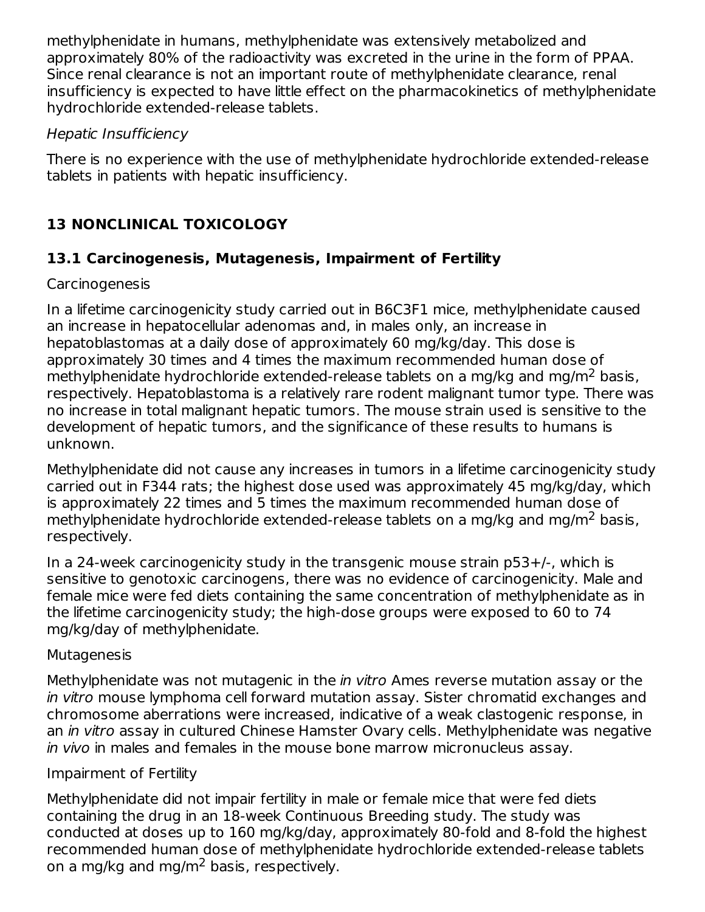methylphenidate in humans, methylphenidate was extensively metabolized and approximately 80% of the radioactivity was excreted in the urine in the form of PPAA. Since renal clearance is not an important route of methylphenidate clearance, renal insufficiency is expected to have little effect on the pharmacokinetics of methylphenidate hydrochloride extended-release tablets.

*Hepatic Insufficiency*

There is no experience with the use of methylphenidate hydrochloride extended-release tablets in patients with hepatic insufficiency.

## 13 NONCLINICAL TOXICOLOGY

### 13.1 Carcinogenesis, Mutagenesis, Impairment of Fertility

Carcinogenesis

In a lifetime carcinogenicity study carried out in B6C3F1 mice, methylphenidate caused an increase in hepatocellular adenomas and, in males only, an increase in hepatoblastomas at a daily dose of approximately 60 mg/kg/day. This dose is approximately 30 times and 4 times the maximum recommended human dose of methylphenidate hydrochloride extended-release tablets on a mg/kg and mg/m$^2$ basis, respectively. Hepatoblastoma is a relatively rare rodent malignant tumor type. There was no increase in total malignant hepatic tumors. The mouse strain used is sensitive to the development of hepatic tumors, and the significance of these results to humans is unknown.

Methylphenidate did not cause any increases in tumors in a lifetime carcinogenicity study carried out in F344 rats; the highest dose used was approximately 45 mg/kg/day, which is approximately 22 times and 5 times the maximum recommended human dose of methylphenidate hydrochloride extended-release tablets on a mg/kg and mg/m$^2$ basis, respectively.

In a 24-week carcinogenicity study in the transgenic mouse strain p53+/-, which is sensitive to genotoxic carcinogens, there was no evidence of carcinogenicity. Male and female mice were fed diets containing the same concentration of methylphenidate as in the lifetime carcinogenicity study; the high-dose groups were exposed to 60 to 74 mg/kg/day of methylphenidate.

Mutagenesis

Methylphenidate was not mutagenic in the *in vitro* Ames reverse mutation assay or the *in vitro* mouse lymphoma cell forward mutation assay. Sister chromatid exchanges and chromosome aberrations were increased, indicative of a weak clastogenic response, in an *in vitro* assay in cultured Chinese Hamster Ovary cells. Methylphenidate was negative *in vivo* in males and females in the mouse bone marrow micronucleus assay.

Impairment of Fertility

Methylphenidate did not impair fertility in male or female mice that were fed diets containing the drug in an 18-week Continuous Breeding study. The study was conducted at doses up to 160 mg/kg/day, approximately 80-fold and 8-fold the highest recommended human dose of methylphenidate hydrochloride extended-release tablets on a mg/kg and mg/m$^2$ basis, respectively.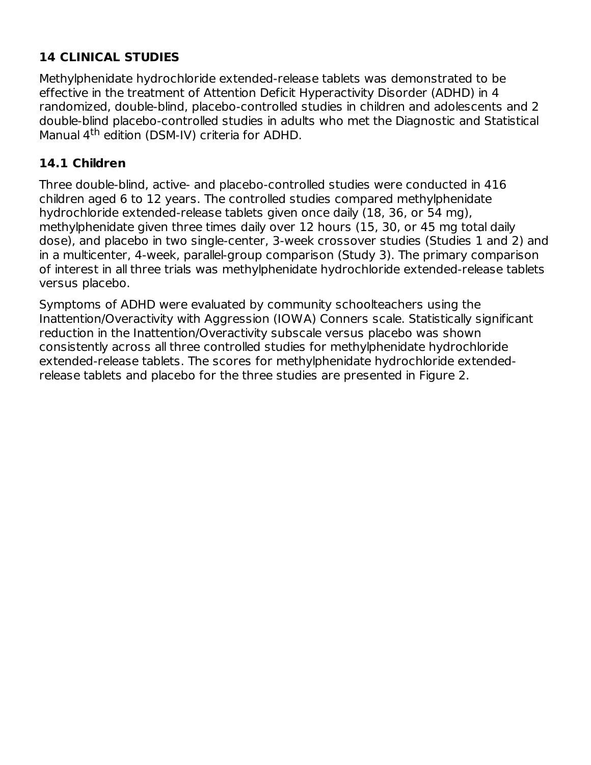## 14 CLINICAL STUDIES

Methylphenidate hydrochloride extended-release tablets was demonstrated to be effective in the treatment of Attention Deficit Hyperactivity Disorder (ADHD) in 4 randomized, double-blind, placebo-controlled studies in children and adolescents and 2 double-blind placebo-controlled studies in adults who met the Diagnostic and Statistical Manual 4$^{th}$ edition (DSM-IV) criteria for ADHD.

### 14.1 Children

Three double-blind, active- and placebo-controlled studies were conducted in 416 children aged 6 to 12 years. The controlled studies compared methylphenidate hydrochloride extended-release tablets given once daily (18, 36, or 54 mg), methylphenidate given three times daily over 12 hours (15, 30, or 45 mg total daily dose), and placebo in two single-center, 3-week crossover studies (Studies 1 and 2) and in a multicenter, 4-week, parallel-group comparison (Study 3). The primary comparison of interest in all three trials was methylphenidate hydrochloride extended-release tablets versus placebo.

Symptoms of ADHD were evaluated by community schoolteachers using the Inattention/Overactivity with Aggression (IOWA) Conners scale. Statistically significant reduction in the Inattention/Overactivity subscale versus placebo was shown consistently across all three controlled studies for methylphenidate hydrochloride extended-release tablets. The scores for methylphenidate hydrochloride extended-release tablets and placebo for the three studies are presented in Figure 2.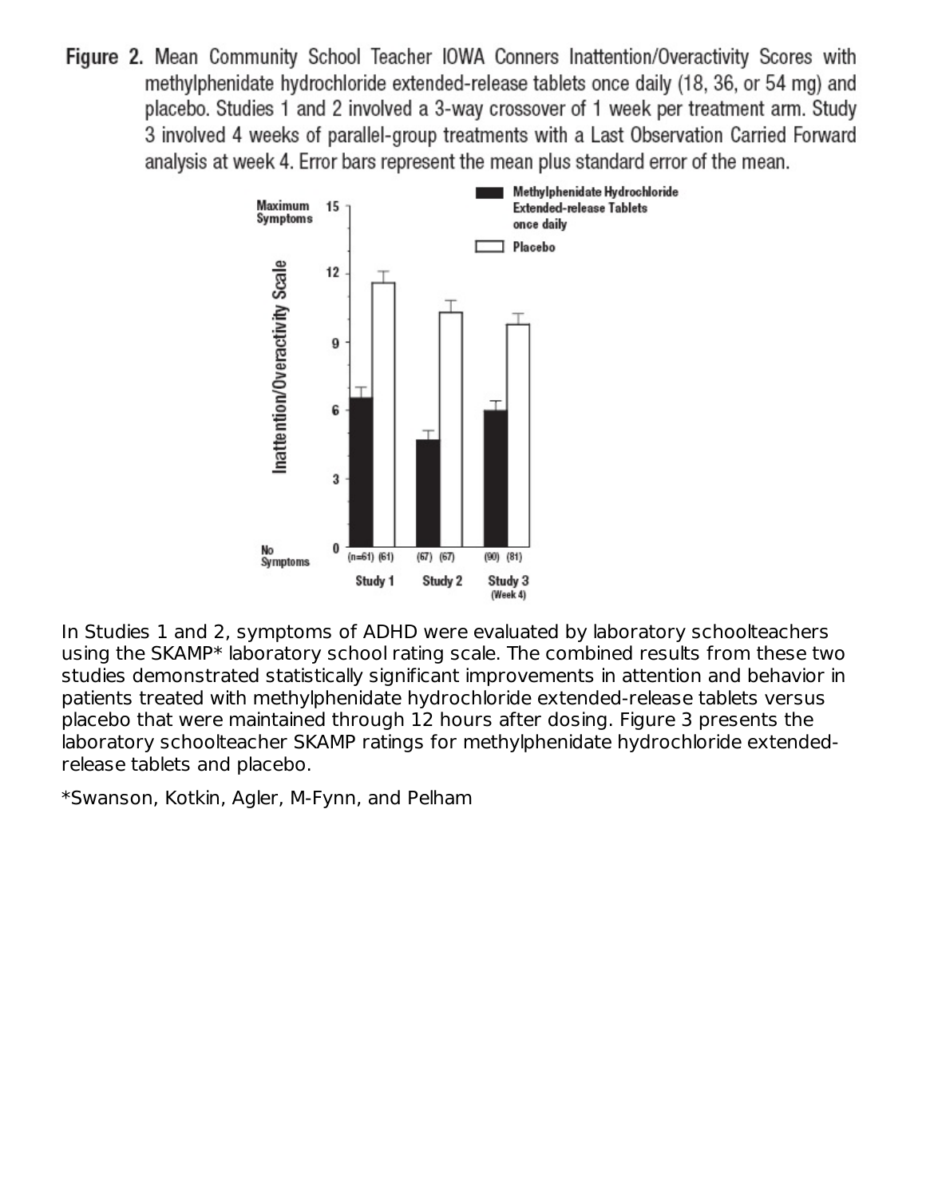**Figure 2.** Mean Community School Teacher IOWA Conners Inattention/Overactivity Scores with methylphenidate hydrochloride extended-release tablets once daily (18, 36, or 54 mg) and placebo. Studies 1 and 2 involved a 3-way crossover of 1 week per treatment arm. Study 3 involved 4 weeks of parallel-group treatments with a Last Observation Carried Forward analysis at week 4. Error bars represent the mean plus standard error of the mean.

In Studies 1 and 2, symptoms of ADHD were evaluated by laboratory schoolteachers using the SKAMP* laboratory school rating scale. The combined results from these two studies demonstrated statistically significant improvements in attention and behavior in patients treated with methylphenidate hydrochloride extended-release tablets versus placebo that were maintained through 12 hours after dosing. Figure 3 presents the laboratory schoolteacher SKAMP ratings for methylphenidate hydrochloride extended-release tablets and placebo.

*Swanson, Kotkin, Agler, M-Fynn, and Pelham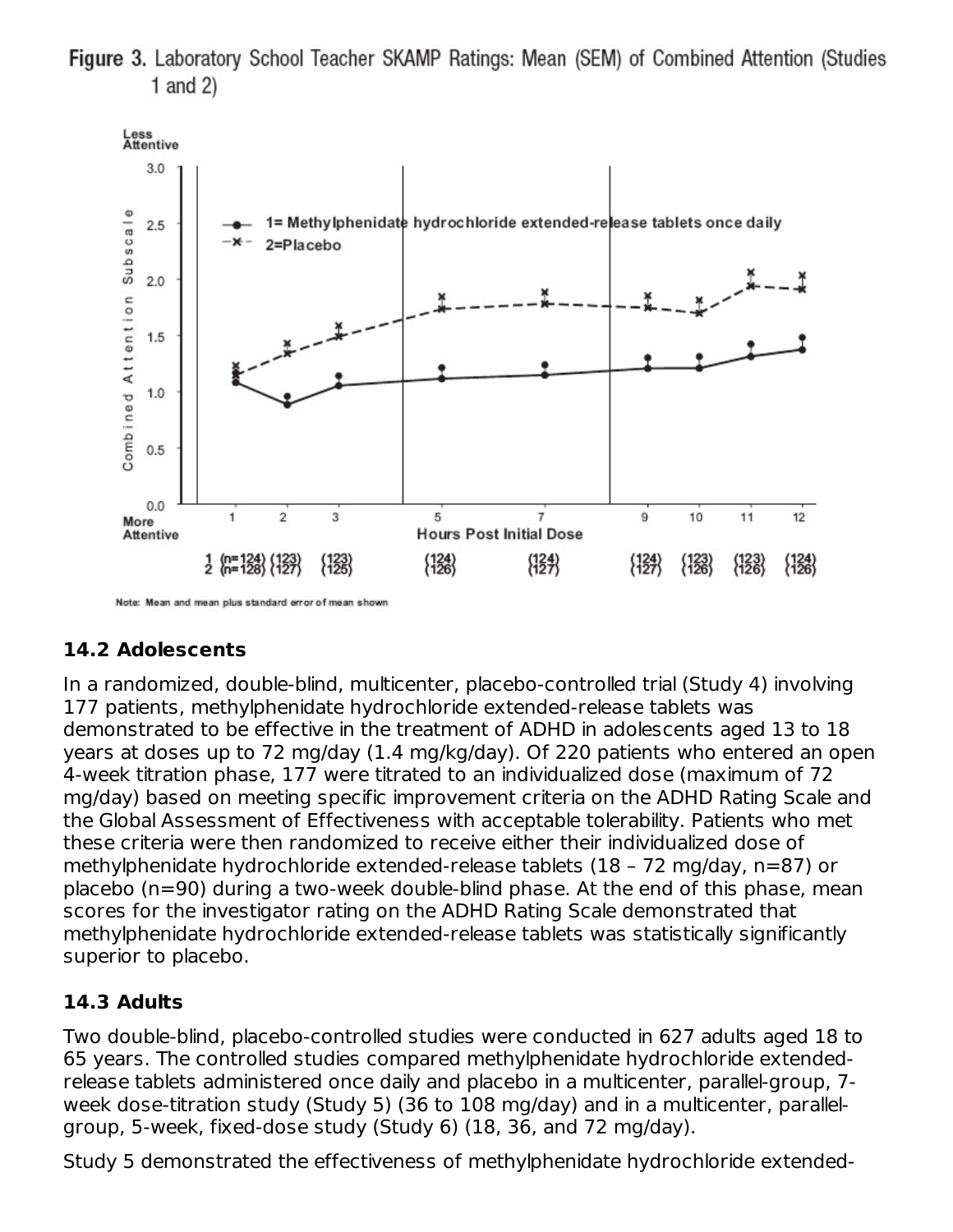**Figure 3.** Laboratory School Teacher SKAMP Ratings: Mean (SEM) of Combined Attention (Studies 1 and 2)

Note: Mean and mean plus standard error of mean shown

## 14.2 Adolescents

In a randomized, double-blind, multicenter, placebo-controlled trial (Study 4) involving 177 patients, methylphenidate hydrochloride extended-release tablets was demonstrated to be effective in the treatment of ADHD in adolescents aged 13 to 18 years at doses up to 72 mg/day (1.4 mg/kg/day). Of 220 patients who entered an open 4-week titration phase, 177 were titrated to an individualized dose (maximum of 72 mg/day) based on meeting specific improvement criteria on the ADHD Rating Scale and the Global Assessment of Effectiveness with acceptable tolerability. Patients who met these criteria were then randomized to receive either their individualized dose of methylphenidate hydrochloride extended-release tablets (18 – 72 mg/day, n=87) or placebo (n=90) during a two-week double-blind phase. At the end of this phase, mean scores for the investigator rating on the ADHD Rating Scale demonstrated that methylphenidate hydrochloride extended-release tablets was statistically significantly superior to placebo.

## 14.3 Adults

Two double-blind, placebo-controlled studies were conducted in 627 adults aged 18 to 65 years. The controlled studies compared methylphenidate hydrochloride extended-release tablets administered once daily and placebo in a multicenter, parallel-group, 7-week dose-titration study (Study 5) (36 to 108 mg/day) and in a multicenter, parallel-group, 5-week, fixed-dose study (Study 6) (18, 36, and 72 mg/day).

Study 5 demonstrated the effectiveness of methylphenidate hydrochloride extended-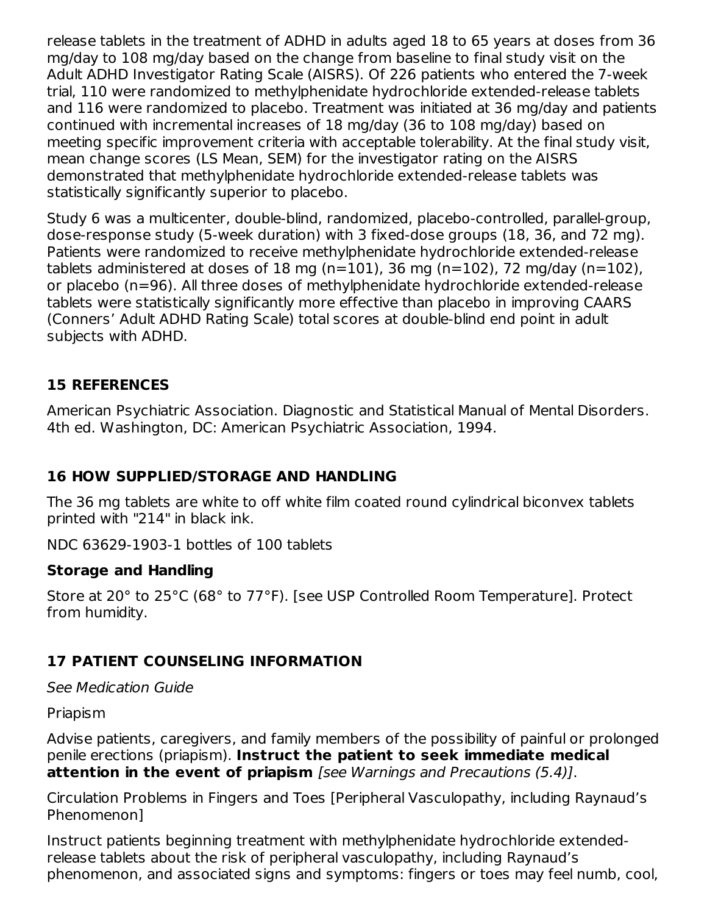release tablets in the treatment of ADHD in adults aged 18 to 65 years at doses from 36 mg/day to 108 mg/day based on the change from baseline to final study visit on the Adult ADHD Investigator Rating Scale (AISRS). Of 226 patients who entered the 7-week trial, 110 were randomized to methylphenidate hydrochloride extended-release tablets and 116 were randomized to placebo. Treatment was initiated at 36 mg/day and patients continued with incremental increases of 18 mg/day (36 to 108 mg/day) based on meeting specific improvement criteria with acceptable tolerability. At the final study visit, mean change scores (LS Mean, SEM) for the investigator rating on the AISRS demonstrated that methylphenidate hydrochloride extended-release tablets was statistically significantly superior to placebo.

Study 6 was a multicenter, double-blind, randomized, placebo-controlled, parallel-group, dose-response study (5-week duration) with 3 fixed-dose groups (18, 36, and 72 mg). Patients were randomized to receive methylphenidate hydrochloride extended-release tablets administered at doses of 18 mg (n=101), 36 mg (n=102), 72 mg/day (n=102), or placebo (n=96). All three doses of methylphenidate hydrochloride extended-release tablets were statistically significantly more effective than placebo in improving CAARS (Conners' Adult ADHD Rating Scale) total scores at double-blind end point in adult subjects with ADHD.

## 15 REFERENCES

American Psychiatric Association. Diagnostic and Statistical Manual of Mental Disorders. 4th ed. Washington, DC: American Psychiatric Association, 1994.

## 16 HOW SUPPLIED/STORAGE AND HANDLING

The 36 mg tablets are white to off white film coated round cylindrical biconvex tablets printed with "214" in black ink.

NDC 63629-1903-1 bottles of 100 tablets

### Storage and Handling

Store at 20° to 25°C (68° to 77°F). [see USP Controlled Room Temperature]. Protect from humidity.

## 17 PATIENT COUNSELING INFORMATION

*See Medication Guide*

Priapism

Advise patients, caregivers, and family members of the possibility of painful or prolonged penile erections (priapism). **Instruct the patient to seek immediate medical attention in the event of priapism** *[see Warnings and Precautions (5.4)]*.

Circulation Problems in Fingers and Toes [Peripheral Vasculopathy, including Raynaud's Phenomenon]

Instruct patients beginning treatment with methylphenidate hydrochloride extended-release tablets about the risk of peripheral vasculopathy, including Raynaud's phenomenon, and associated signs and symptoms: fingers or toes may feel numb, cool,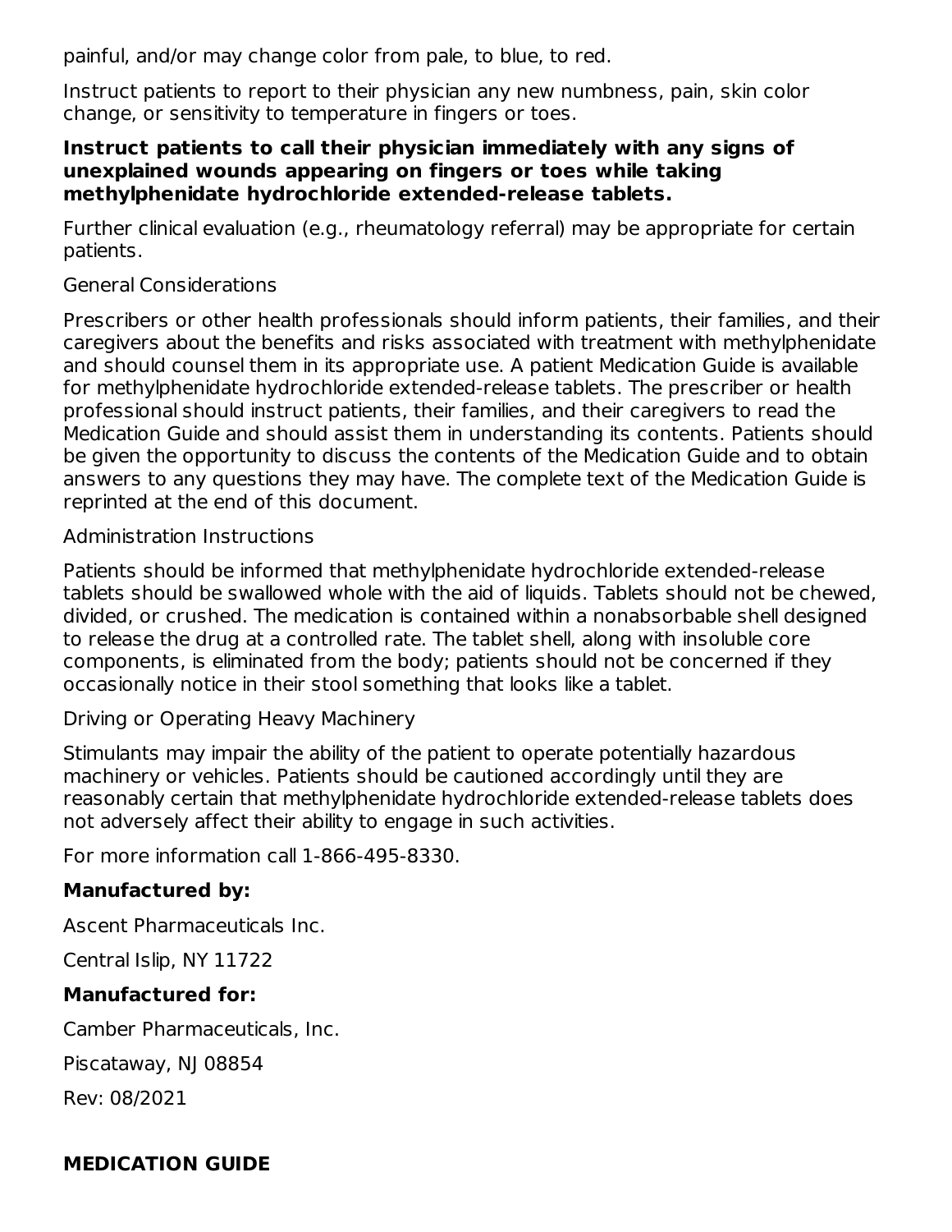painful, and/or may change color from pale, to blue, to red.

Instruct patients to report to their physician any new numbness, pain, skin color change, or sensitivity to temperature in fingers or toes.

**Instruct patients to call their physician immediately with any signs of unexplained wounds appearing on fingers or toes while taking methylphenidate hydrochloride extended-release tablets.**

Further clinical evaluation (e.g., rheumatology referral) may be appropriate for certain patients.

General Considerations

Prescribers or other health professionals should inform patients, their families, and their caregivers about the benefits and risks associated with treatment with methylphenidate and should counsel them in its appropriate use. A patient Medication Guide is available for methylphenidate hydrochloride extended-release tablets. The prescriber or health professional should instruct patients, their families, and their caregivers to read the Medication Guide and should assist them in understanding its contents. Patients should be given the opportunity to discuss the contents of the Medication Guide and to obtain answers to any questions they may have. The complete text of the Medication Guide is reprinted at the end of this document.

Administration Instructions

Patients should be informed that methylphenidate hydrochloride extended-release tablets should be swallowed whole with the aid of liquids. Tablets should not be chewed, divided, or crushed. The medication is contained within a nonabsorbable shell designed to release the drug at a controlled rate. The tablet shell, along with insoluble core components, is eliminated from the body; patients should not be concerned if they occasionally notice in their stool something that looks like a tablet.

Driving or Operating Heavy Machinery

Stimulants may impair the ability of the patient to operate potentially hazardous machinery or vehicles. Patients should be cautioned accordingly until they are reasonably certain that methylphenidate hydrochloride extended-release tablets does not adversely affect their ability to engage in such activities.

For more information call 1-866-495-8330.

**Manufactured by:**

Ascent Pharmaceuticals Inc.

Central Islip, NY 11722

**Manufactured for:**

Camber Pharmaceuticals, Inc.

Piscataway, NJ 08854

Rev: 08/2021

**MEDICATION GUIDE**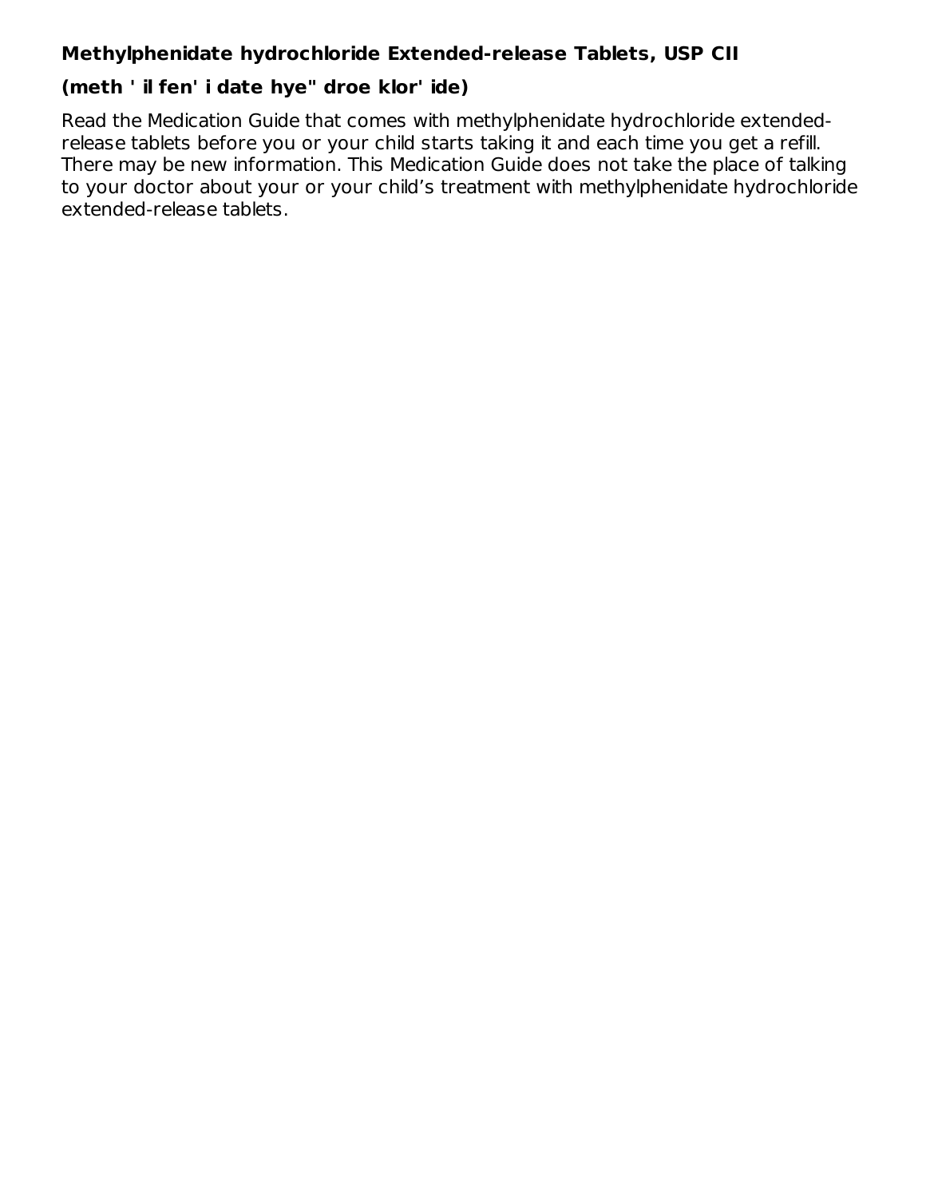**Methylphenidate hydrochloride Extended-release Tablets, USP CII**

**(meth ' il fen' i date hye" droe klor' ide)**

Read the Medication Guide that comes with methylphenidate hydrochloride extended-release tablets before you or your child starts taking it and each time you get a refill. There may be new information. This Medication Guide does not take the place of talking to your doctor about your or your child's treatment with methylphenidate hydrochloride extended-release tablets.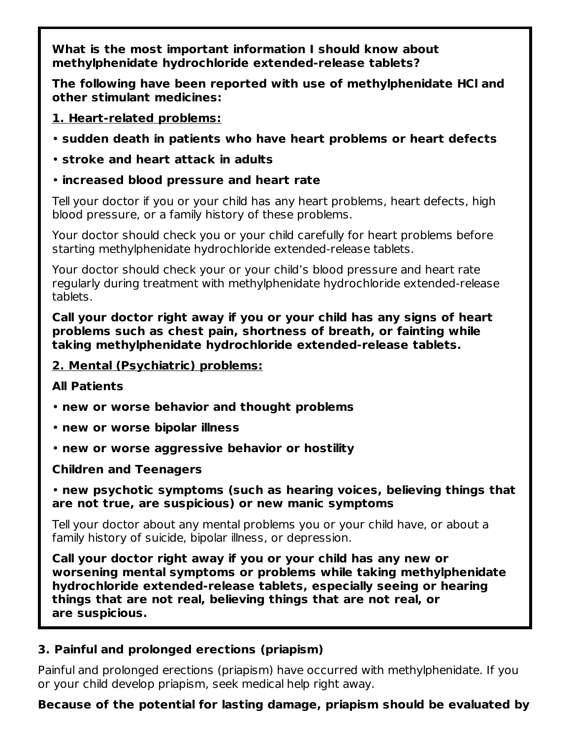**What is the most important information I should know about methylphenidate hydrochloride extended-release tablets?**

**The following have been reported with use of methylphenidate HCl and other stimulant medicines:**

**1. Heart-related problems:**

- **sudden death in patients who have heart problems or heart defects**
- **stroke and heart attack in adults**
- **increased blood pressure and heart rate**

Tell your doctor if you or your child has any heart problems, heart defects, high blood pressure, or a family history of these problems.

Your doctor should check you or your child carefully for heart problems before starting methylphenidate hydrochloride extended-release tablets.

Your doctor should check your or your child's blood pressure and heart rate regularly during treatment with methylphenidate hydrochloride extended-release tablets.

**Call your doctor right away if you or your child has any signs of heart problems such as chest pain, shortness of breath, or fainting while taking methylphenidate hydrochloride extended-release tablets.**

**2. Mental (Psychiatric) problems:**

**All Patients**

- **new or worse behavior and thought problems**
- **new or worse bipolar illness**
- **new or worse aggressive behavior or hostility**

**Children and Teenagers**

- **new psychotic symptoms (such as hearing voices, believing things that are not true, are suspicious) or new manic symptoms**

Tell your doctor about any mental problems you or your child have, or about a family history of suicide, bipolar illness, or depression.

**Call your doctor right away if you or your child has any new or worsening mental symptoms or problems while taking methylphenidate hydrochloride extended-release tablets, especially seeing or hearing things that are not real, believing things that are not real, or are suspicious.**

**3. Painful and prolonged erections (priapism)**

Painful and prolonged erections (priapism) have occurred with methylphenidate. If you or your child develop priapism, seek medical help right away.

**Because of the potential for lasting damage, priapism should be evaluated by**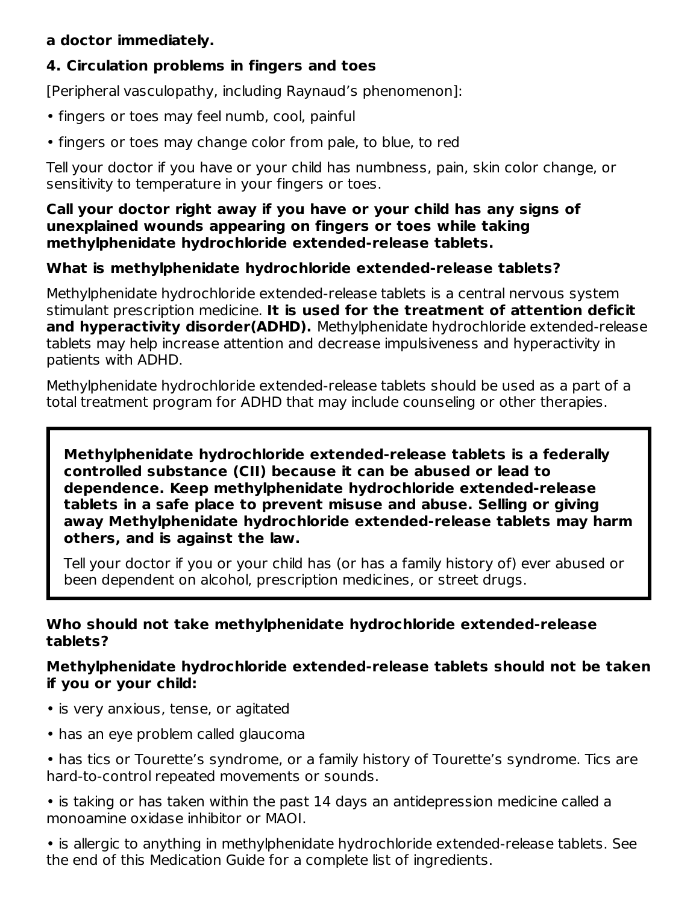**a doctor immediately.**

**4. Circulation problems in fingers and toes**

[Peripheral vasculopathy, including Raynaud's phenomenon]:

- fingers or toes may feel numb, cool, painful
- fingers or toes may change color from pale, to blue, to red

Tell your doctor if you have or your child has numbness, pain, skin color change, or sensitivity to temperature in your fingers or toes.

**Call your doctor right away if you have or your child has any signs of unexplained wounds appearing on fingers or toes while taking methylphenidate hydrochloride extended-release tablets.**

**What is methylphenidate hydrochloride extended-release tablets?**

Methylphenidate hydrochloride extended-release tablets is a central nervous system stimulant prescription medicine. **It is used for the treatment of attention deficit and hyperactivity disorder(ADHD).** Methylphenidate hydrochloride extended-release tablets may help increase attention and decrease impulsiveness and hyperactivity in patients with ADHD.

Methylphenidate hydrochloride extended-release tablets should be used as a part of a total treatment program for ADHD that may include counseling or other therapies.

**Methylphenidate hydrochloride extended-release tablets is a federally controlled substance (CII) because it can be abused or lead to dependence. Keep methylphenidate hydrochloride extended-release tablets in a safe place to prevent misuse and abuse. Selling or giving away Methylphenidate hydrochloride extended-release tablets may harm others, and is against the law.**

Tell your doctor if you or your child has (or has a family history of) ever abused or been dependent on alcohol, prescription medicines, or street drugs.

**Who should not take methylphenidate hydrochloride extended-release tablets?**

**Methylphenidate hydrochloride extended-release tablets should not be taken if you or your child:**

- is very anxious, tense, or agitated
- has an eye problem called glaucoma
- has tics or Tourette's syndrome, or a family history of Tourette's syndrome. Tics are hard-to-control repeated movements or sounds.
- is taking or has taken within the past 14 days an antidepression medicine called a monoamine oxidase inhibitor or MAOI.
- is allergic to anything in methylphenidate hydrochloride extended-release tablets. See the end of this Medication Guide for a complete list of ingredients.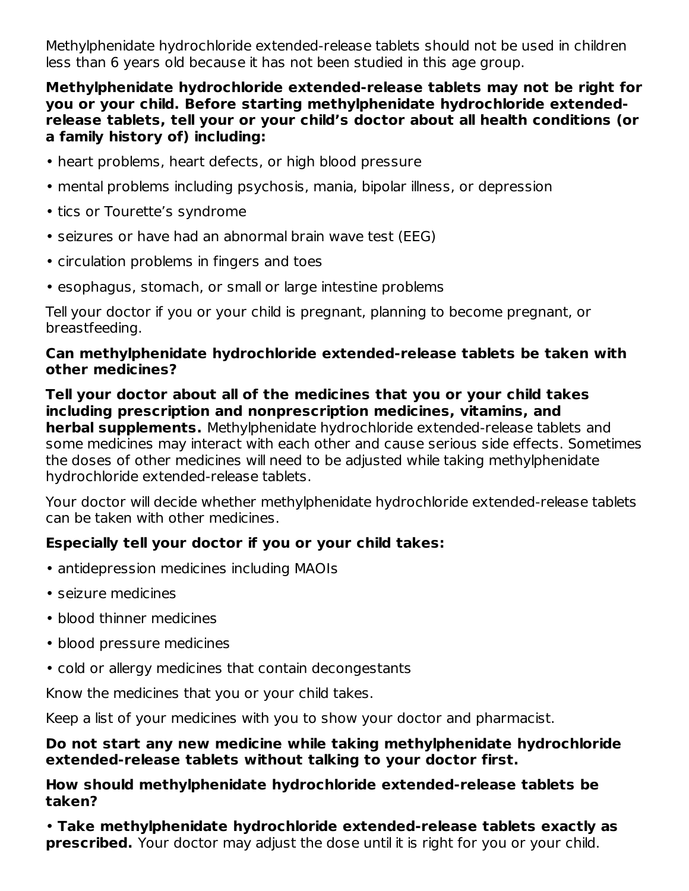Methylphenidate hydrochloride extended-release tablets should not be used in children less than 6 years old because it has not been studied in this age group.

**Methylphenidate hydrochloride extended-release tablets may not be right for you or your child. Before starting methylphenidate hydrochloride extended-release tablets, tell your or your child's doctor about all health conditions (or a family history of) including:**

- heart problems, heart defects, or high blood pressure
- mental problems including psychosis, mania, bipolar illness, or depression
- tics or Tourette's syndrome
- seizures or have had an abnormal brain wave test (EEG)
- circulation problems in fingers and toes
- esophagus, stomach, or small or large intestine problems

Tell your doctor if you or your child is pregnant, planning to become pregnant, or breastfeeding.

**Can methylphenidate hydrochloride extended-release tablets be taken with other medicines?**

**Tell your doctor about all of the medicines that you or your child takes including prescription and nonprescription medicines, vitamins, and herbal supplements.** Methylphenidate hydrochloride extended-release tablets and some medicines may interact with each other and cause serious side effects. Sometimes the doses of other medicines will need to be adjusted while taking methylphenidate hydrochloride extended-release tablets.

Your doctor will decide whether methylphenidate hydrochloride extended-release tablets can be taken with other medicines.

**Especially tell your doctor if you or your child takes:**

- antidepression medicines including MAOIs
- seizure medicines
- blood thinner medicines
- blood pressure medicines
- cold or allergy medicines that contain decongestants

Know the medicines that you or your child takes.

Keep a list of your medicines with you to show your doctor and pharmacist.

**Do not start any new medicine while taking methylphenidate hydrochloride extended-release tablets without talking to your doctor first.**

**How should methylphenidate hydrochloride extended-release tablets be taken?**

- **Take methylphenidate hydrochloride extended-release tablets exactly as prescribed.** Your doctor may adjust the dose until it is right for you or your child.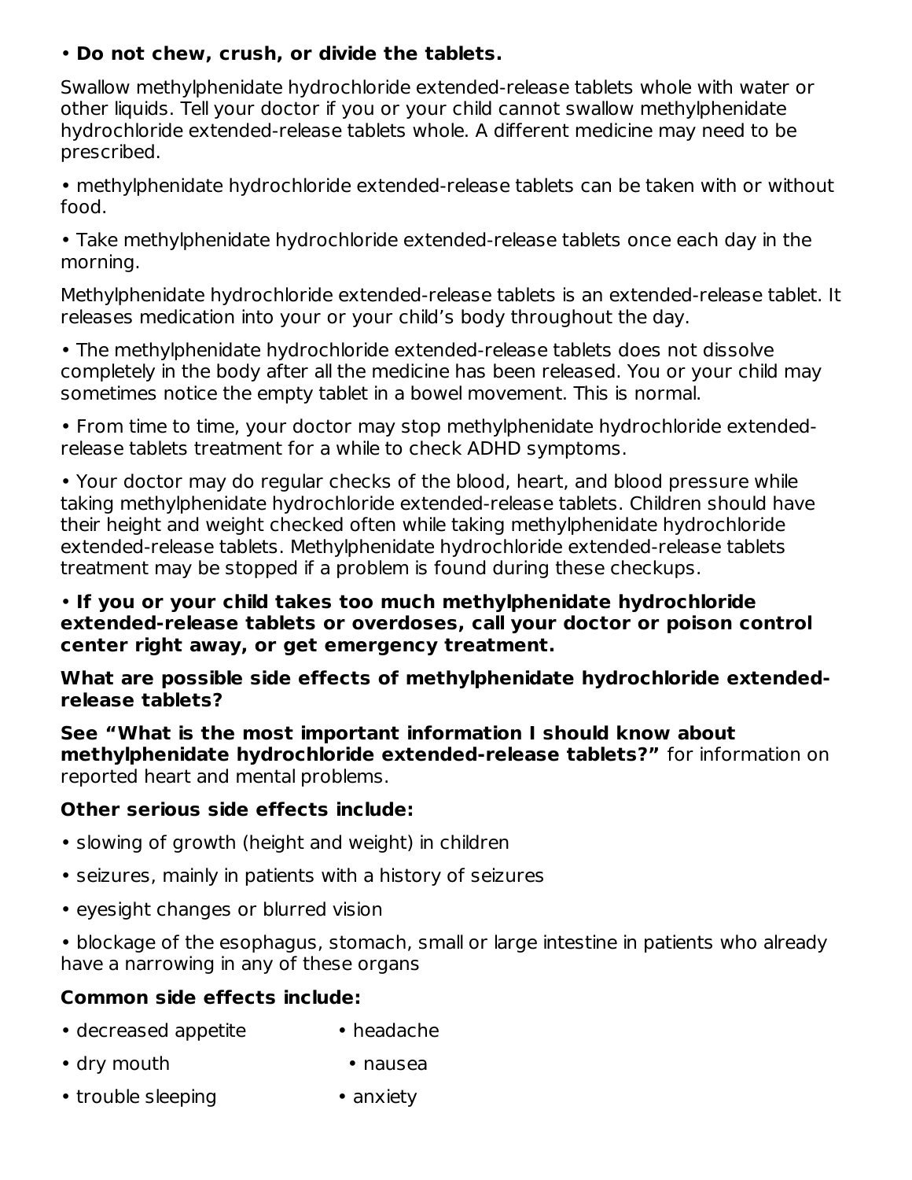- **Do not chew, crush, or divide the tablets.**

Swallow methylphenidate hydrochloride extended-release tablets whole with water or other liquids. Tell your doctor if you or your child cannot swallow methylphenidate hydrochloride extended-release tablets whole. A different medicine may need to be prescribed.

- methylphenidate hydrochloride extended-release tablets can be taken with or without food.
- Take methylphenidate hydrochloride extended-release tablets once each day in the morning.

Methylphenidate hydrochloride extended-release tablets is an extended-release tablet. It releases medication into your or your child's body throughout the day.

- The methylphenidate hydrochloride extended-release tablets does not dissolve completely in the body after all the medicine has been released. You or your child may sometimes notice the empty tablet in a bowel movement. This is normal.
- From time to time, your doctor may stop methylphenidate hydrochloride extended-release tablets treatment for a while to check ADHD symptoms.
- Your doctor may do regular checks of the blood, heart, and blood pressure while taking methylphenidate hydrochloride extended-release tablets. Children should have their height and weight checked often while taking methylphenidate hydrochloride extended-release tablets. Methylphenidate hydrochloride extended-release tablets treatment may be stopped if a problem is found during these checkups.
- **If you or your child takes too much methylphenidate hydrochloride extended-release tablets or overdoses, call your doctor or poison control center right away, or get emergency treatment.**

**What are possible side effects of methylphenidate hydrochloride extended-release tablets?**

**See "What is the most important information I should know about methylphenidate hydrochloride extended-release tablets?"** for information on reported heart and mental problems.

**Other serious side effects include:**

- slowing of growth (height and weight) in children
- seizures, mainly in patients with a history of seizures
- eyesight changes or blurred vision
- blockage of the esophagus, stomach, small or large intestine in patients who already have a narrowing in any of these organs

**Common side effects include:**

- decreased appetite
- headache
- dry mouth
- nausea
- trouble sleeping
- anxiety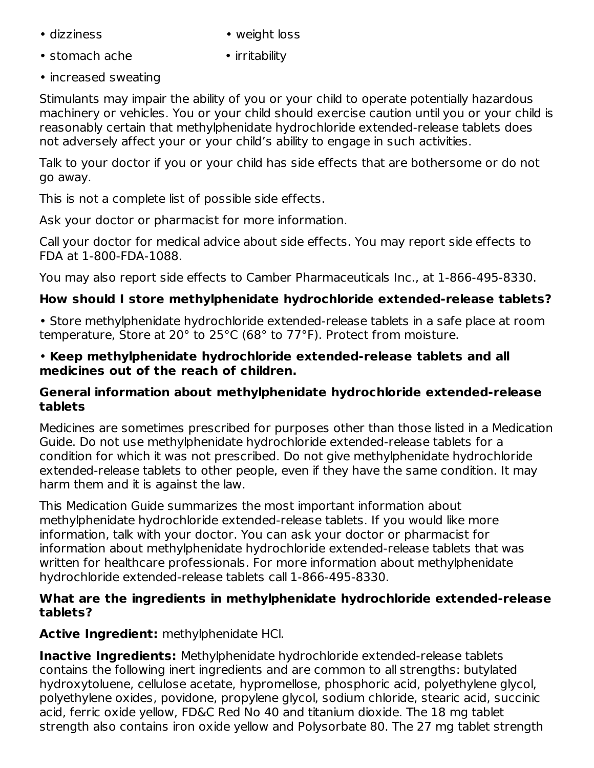- dizziness
- weight loss
- stomach ache
- irritability
- increased sweating

Stimulants may impair the ability of you or your child to operate potentially hazardous machinery or vehicles. You or your child should exercise caution until you or your child is reasonably certain that methylphenidate hydrochloride extended-release tablets does not adversely affect your or your child's ability to engage in such activities.

Talk to your doctor if you or your child has side effects that are bothersome or do not go away.

This is not a complete list of possible side effects.

Ask your doctor or pharmacist for more information.

Call your doctor for medical advice about side effects. You may report side effects to FDA at 1-800-FDA-1088.

You may also report side effects to Camber Pharmaceuticals Inc., at 1-866-495-8330.

**How should I store methylphenidate hydrochloride extended-release tablets?**

- Store methylphenidate hydrochloride extended-release tablets in a safe place at room temperature, Store at 20° to 25°C (68° to 77°F). Protect from moisture.
- **Keep methylphenidate hydrochloride extended-release tablets and all medicines out of the reach of children.**

**General information about methylphenidate hydrochloride extended-release tablets**

Medicines are sometimes prescribed for purposes other than those listed in a Medication Guide. Do not use methylphenidate hydrochloride extended-release tablets for a condition for which it was not prescribed. Do not give methylphenidate hydrochloride extended-release tablets to other people, even if they have the same condition. It may harm them and it is against the law.

This Medication Guide summarizes the most important information about methylphenidate hydrochloride extended-release tablets. If you would like more information, talk with your doctor. You can ask your doctor or pharmacist for information about methylphenidate hydrochloride extended-release tablets that was written for healthcare professionals. For more information about methylphenidate hydrochloride extended-release tablets call 1-866-495-8330.

**What are the ingredients in methylphenidate hydrochloride extended-release tablets?**

**Active Ingredient:** methylphenidate HCl.

**Inactive Ingredients:** Methylphenidate hydrochloride extended-release tablets contains the following inert ingredients and are common to all strengths: butylated hydroxytoluene, cellulose acetate, hypromellose, phosphoric acid, polyethylene glycol, polyethylene oxides, povidone, propylene glycol, sodium chloride, stearic acid, succinic acid, ferric oxide yellow, FD&C Red No 40 and titanium dioxide. The 18 mg tablet strength also contains iron oxide yellow and Polysorbate 80. The 27 mg tablet strength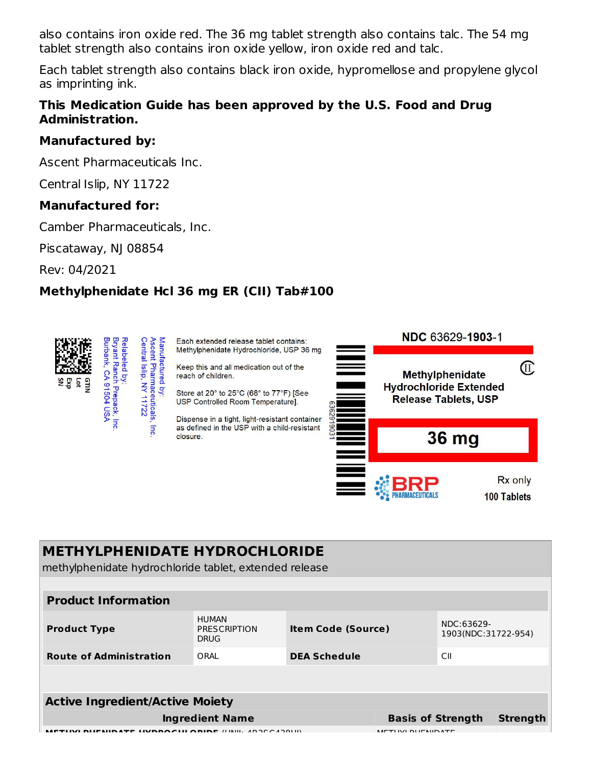also contains iron oxide red. The 36 mg tablet strength also contains talc. The 54 mg tablet strength also contains iron oxide yellow, iron oxide red and talc.

Each tablet strength also contains black iron oxide, hypromellose and propylene glycol as imprinting ink.

**This Medication Guide has been approved by the U.S. Food and Drug Administration.**

**Manufactured by:**

Ascent Pharmaceuticals Inc.

Central Islip, NY 11722

**Manufactured for:**

Camber Pharmaceuticals, Inc.

Piscataway, NJ 08854

Rev: 04/2021

**Methylphenidate Hcl 36 mg ER (CII) Tab#100**

GTIN
Lot
Exp
SN

Relabeled by:
Bryant Ranch Prepack, Inc.
Burbank, CA 91504 USA

Manufactured by:
Ascent Pharmaceuticals, Inc.
Central Islip, NY 11722

Each extended release tablet contains: Methylphenidate Hydrochloride, USP 36 mg

Keep this and all medication out of the reach of children.

Store at 20° to 25°C (68° to 77°F) [See USP Controlled Room Temperature].

Dispense in a tight, light-resistant container as defined in the USP with a child-resistant closure.

6362919031

NDC 63629-1903-1

CII

Methylphenidate Hydrochloride Extended Release Tablets, USP

36 mg

BRP PHARMACEUTICALS

Rx only

100 Tablets

## METHYLPHENIDATE HYDROCHLORIDE

methylphenidate hydrochloride tablet, extended release

| Product Information | | | |
|---|---|---|---|
| **Product Type** | HUMAN PRESCRIPTION DRUG | **Item Code (Source)** | NDC:63629-1903(NDC:31722-954) |
| **Route of Administration** | ORAL | **DEA Schedule** | CII |

| Active Ingredient/Active Moiety | | |
|---|---|---|
| **Ingredient Name** | **Basis of Strength** | **Strength** |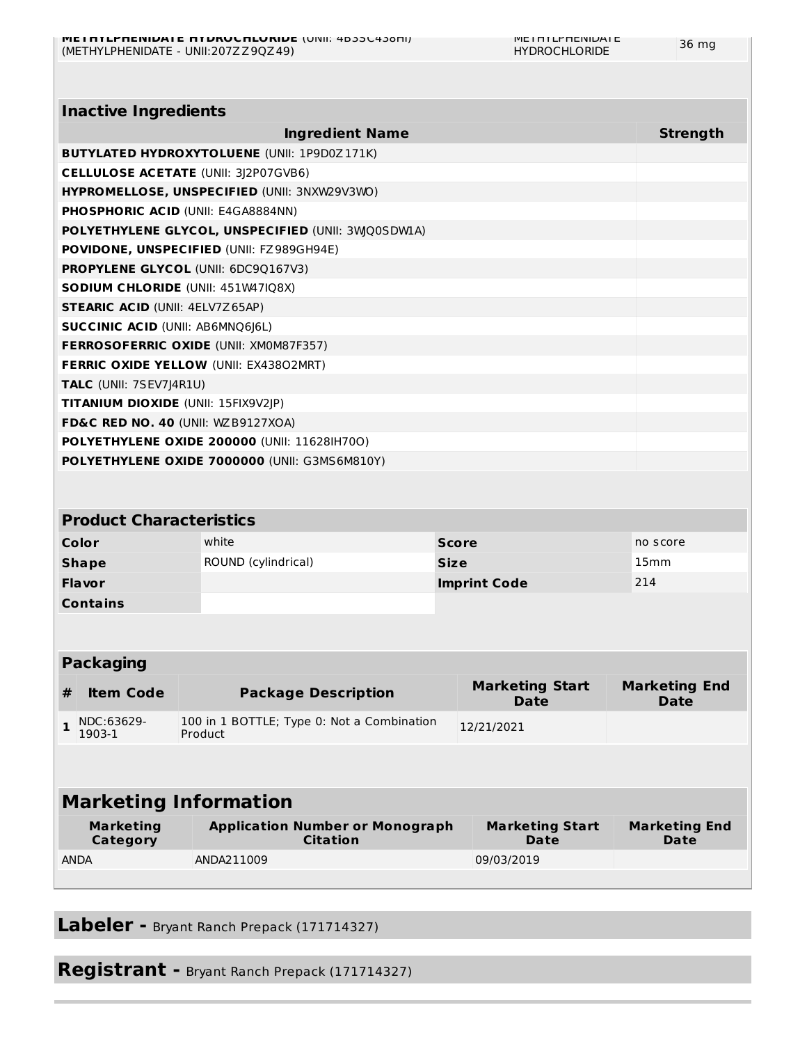| METHYLPHENIDATE HYDROCHLORIDE (UNII: 4B3SC438HI) (METHYLPHENIDATE - UNII:207ZZ9QZ49) | METHYLPHENIDATE HYDROCHLORIDE | 36 mg |
|---|---|---|

| Inactive Ingredients | |
|---|---|
| **Ingredient Name** | **Strength** |
| **BUTYLATED HYDROXYTOLUENE** (UNII: 1P9D0Z171K) | |
| **CELLULOSE ACETATE** (UNII: 3J2P07GVB6) | |
| **HYPROMELLOSE, UNSPECIFIED** (UNII: 3NXW29V3WO) | |
| **PHOSPHORIC ACID** (UNII: E4GA8884NN) | |
| **POLYETHYLENE GLYCOL, UNSPECIFIED** (UNII: 3WJQ0SDW1A) | |
| **POVIDONE, UNSPECIFIED** (UNII: FZ989GH94E) | |
| **PROPYLENE GLYCOL** (UNII: 6DC9Q167V3) | |
| **SODIUM CHLORIDE** (UNII: 451W47IQ8X) | |
| **STEARIC ACID** (UNII: 4ELV7Z65AP) | |
| **SUCCINIC ACID** (UNII: AB6MNQ6J6L) | |
| **FERROSOFERRIC OXIDE** (UNII: XM0M87F357) | |
| **FERRIC OXIDE YELLOW** (UNII: EX438O2MRT) | |
| **TALC** (UNII: 7SEV7J4R1U) | |
| **TITANIUM DIOXIDE** (UNII: 15FIX9V2JP) | |
| **FD&C RED NO. 40** (UNII: WZB9127XOA) | |
| **POLYETHYLENE OXIDE 200000** (UNII: 11628IH70O) | |
| **POLYETHYLENE OXIDE 7000000** (UNII: G3MS6M810Y) | |

| Product Characteristics | | | |
|---|---|---|---|
| **Color** | white | **Score** | no score |
| **Shape** | ROUND (cylindrical) | **Size** | 15mm |
| **Flavor** | | **Imprint Code** | 214 |
| **Contains** | | | |

| Packaging | | | | |
|---|---|---|---|---|
| **#** | **Item Code** | **Package Description** | **Marketing Start Date** | **Marketing End Date** |
| 1 | NDC:63629-1903-1 | 100 in 1 BOTTLE; Type 0: Not a Combination Product | 12/21/2021 | |

| Marketing Information | | | |
|---|---|---|---|
| **Marketing Category** | **Application Number or Monograph Citation** | **Marketing Start Date** | **Marketing End Date** |
| ANDA | ANDA211009 | 09/03/2019 | |

## Labeler - Bryant Ranch Prepack (171714327)

## Registrant - Bryant Ranch Prepack (171714327)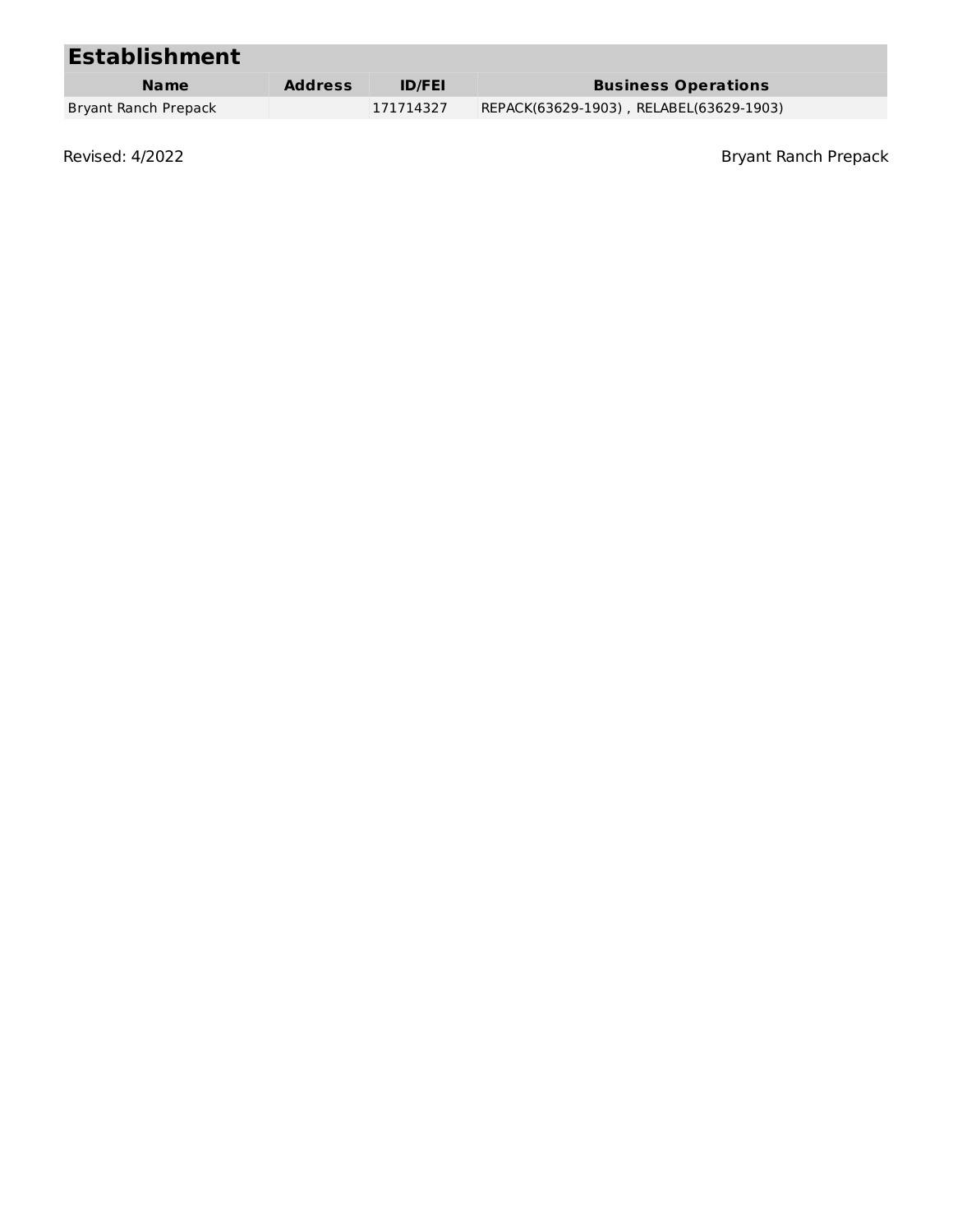| Establishment | | | |
| --- | --- | --- | --- |
| **Name** | **Address** | **ID/FEI** | **Business Operations** |
| Bryant Ranch Prepack | | 171714327 | REPACK(63629-1903) , RELABEL(63629-1903) |

Revised: 4/2022

Bryant Ranch Prepack